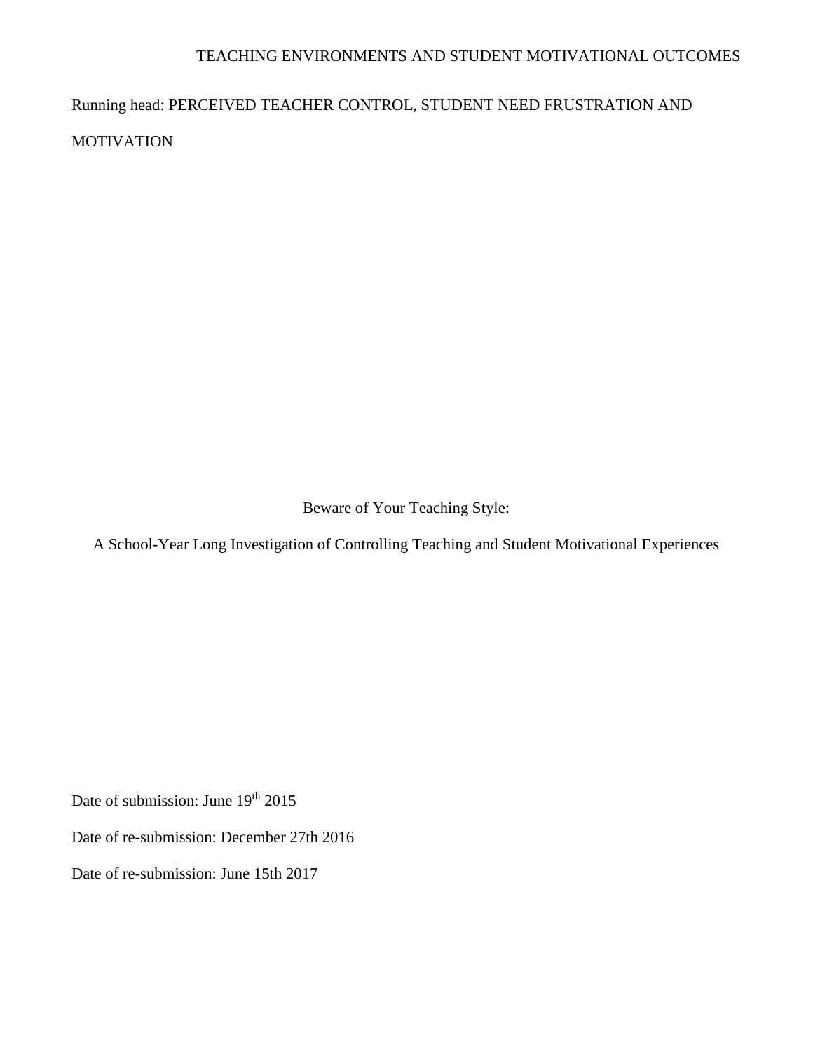Running head: PERCEIVED TEACHER CONTROL, STUDENT NEED FRUSTRATION AND MOTIVATION

# Beware of Your Teaching Style:

## A School-Year Long Investigation of Controlling Teaching and Student Motivational Experiences

Date of submission: June 19th 2015

Date of re-submission: December 27th 2016

Date of re-submission: June 15th 2017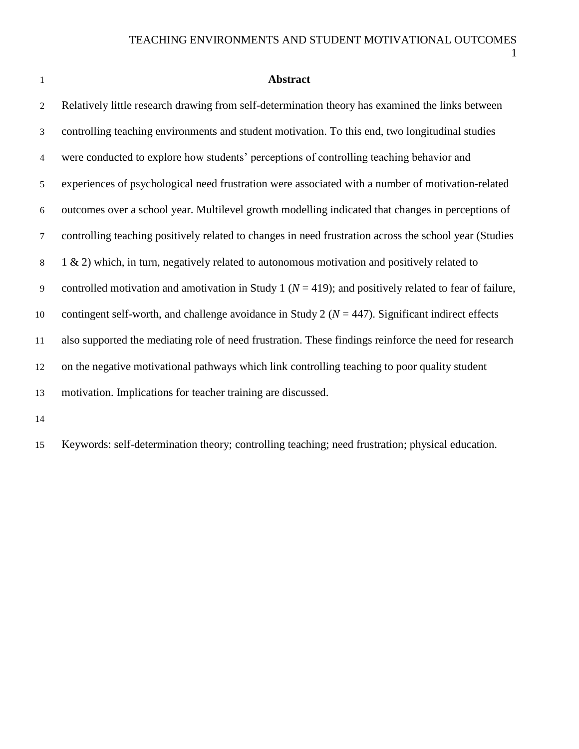## Abstract

Relatively little research drawing from self-determination theory has examined the links between controlling teaching environments and student motivation. To this end, two longitudinal studies were conducted to explore how students' perceptions of controlling teaching behavior and experiences of psychological need frustration were associated with a number of motivation-related outcomes over a school year. Multilevel growth modelling indicated that changes in perceptions of controlling teaching positively related to changes in need frustration across the school year (Studies 1 & 2) which, in turn, negatively related to autonomous motivation and positively related to controlled motivation and amotivation in Study 1 ($N$ = 419); and positively related to fear of failure, contingent self-worth, and challenge avoidance in Study 2 ($N$ = 447). Significant indirect effects also supported the mediating role of need frustration. These findings reinforce the need for research on the negative motivational pathways which link controlling teaching to poor quality student motivation. Implications for teacher training are discussed.

Keywords: self-determination theory; controlling teaching; need frustration; physical education.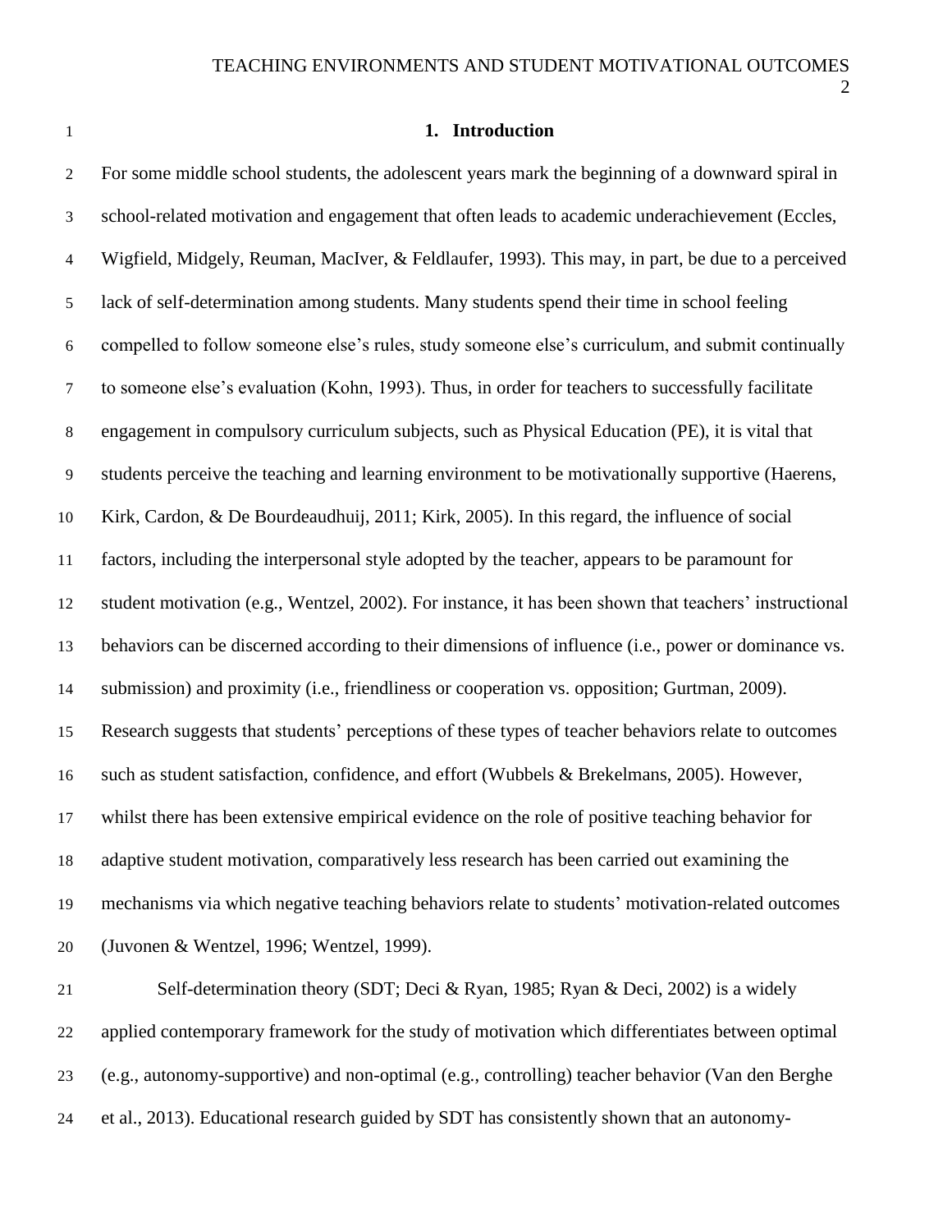## 1. Introduction

For some middle school students, the adolescent years mark the beginning of a downward spiral in school-related motivation and engagement that often leads to academic underachievement (Eccles, Wigfield, Midgely, Reuman, MacIver, & Feldlaufer, 1993). This may, in part, be due to a perceived lack of self-determination among students. Many students spend their time in school feeling compelled to follow someone else's rules, study someone else's curriculum, and submit continually to someone else's evaluation (Kohn, 1993). Thus, in order for teachers to successfully facilitate engagement in compulsory curriculum subjects, such as Physical Education (PE), it is vital that students perceive the teaching and learning environment to be motivationally supportive (Haerens, Kirk, Cardon, & De Bourdeaudhuij, 2011; Kirk, 2005). In this regard, the influence of social factors, including the interpersonal style adopted by the teacher, appears to be paramount for student motivation (e.g., Wentzel, 2002). For instance, it has been shown that teachers' instructional behaviors can be discerned according to their dimensions of influence (i.e., power or dominance vs. submission) and proximity (i.e., friendliness or cooperation vs. opposition; Gurtman, 2009). Research suggests that students' perceptions of these types of teacher behaviors relate to outcomes such as student satisfaction, confidence, and effort (Wubbels & Brekelmans, 2005). However, whilst there has been extensive empirical evidence on the role of positive teaching behavior for adaptive student motivation, comparatively less research has been carried out examining the mechanisms via which negative teaching behaviors relate to students' motivation-related outcomes (Juvonen & Wentzel, 1996; Wentzel, 1999).

Self-determination theory (SDT; Deci & Ryan, 1985; Ryan & Deci, 2002) is a widely applied contemporary framework for the study of motivation which differentiates between optimal (e.g., autonomy-supportive) and non-optimal (e.g., controlling) teacher behavior (Van den Berghe et al., 2013). Educational research guided by SDT has consistently shown that an autonomy-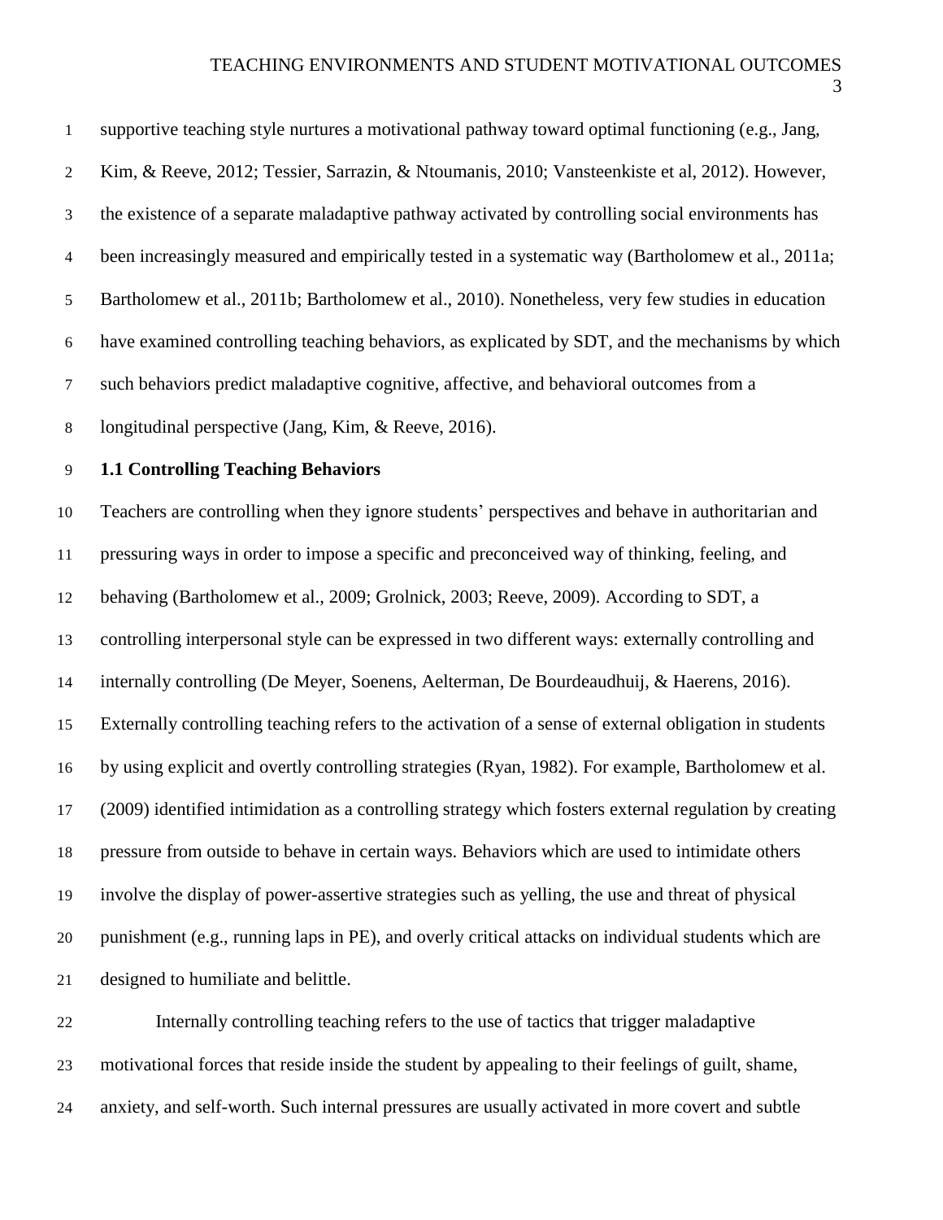supportive teaching style nurtures a motivational pathway toward optimal functioning (e.g., Jang, Kim, & Reeve, 2012; Tessier, Sarrazin, & Ntoumanis, 2010; Vansteenkiste et al, 2012). However, the existence of a separate maladaptive pathway activated by controlling social environments has been increasingly measured and empirically tested in a systematic way (Bartholomew et al., 2011a; Bartholomew et al., 2011b; Bartholomew et al., 2010). Nonetheless, very few studies in education have examined controlling teaching behaviors, as explicated by SDT, and the mechanisms by which such behaviors predict maladaptive cognitive, affective, and behavioral outcomes from a longitudinal perspective (Jang, Kim, & Reeve, 2016).

### 1.1 Controlling Teaching Behaviors

Teachers are controlling when they ignore students' perspectives and behave in authoritarian and pressuring ways in order to impose a specific and preconceived way of thinking, feeling, and behaving (Bartholomew et al., 2009; Grolnick, 2003; Reeve, 2009). According to SDT, a controlling interpersonal style can be expressed in two different ways: externally controlling and internally controlling (De Meyer, Soenens, Aelterman, De Bourdeaudhuij, & Haerens, 2016). Externally controlling teaching refers to the activation of a sense of external obligation in students by using explicit and overtly controlling strategies (Ryan, 1982). For example, Bartholomew et al. (2009) identified intimidation as a controlling strategy which fosters external regulation by creating pressure from outside to behave in certain ways. Behaviors which are used to intimidate others involve the display of power-assertive strategies such as yelling, the use and threat of physical punishment (e.g., running laps in PE), and overly critical attacks on individual students which are designed to humiliate and belittle.

Internally controlling teaching refers to the use of tactics that trigger maladaptive motivational forces that reside inside the student by appealing to their feelings of guilt, shame, anxiety, and self-worth. Such internal pressures are usually activated in more covert and subtle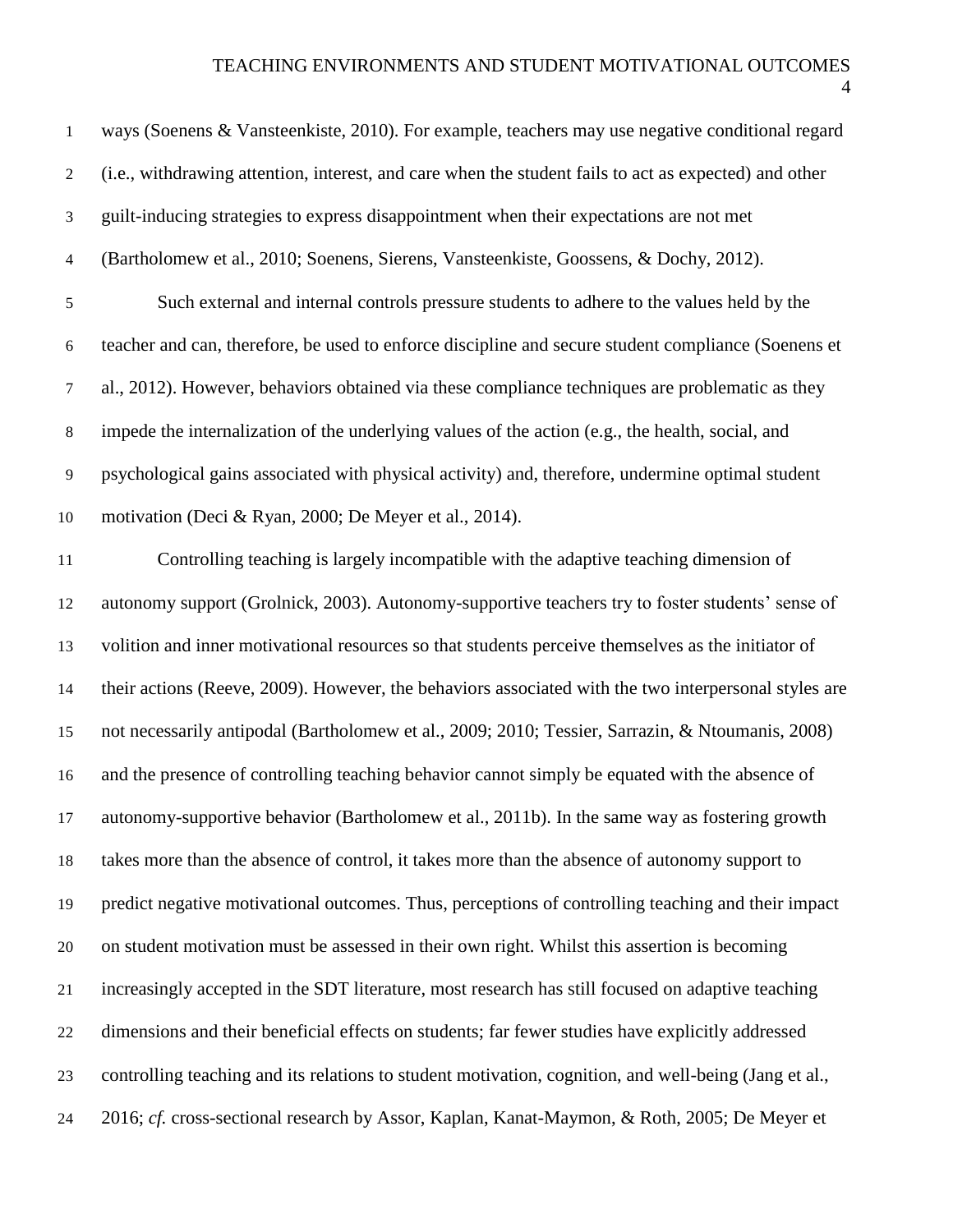ways (Soenens & Vansteenkiste, 2010). For example, teachers may use negative conditional regard (i.e., withdrawing attention, interest, and care when the student fails to act as expected) and other guilt-inducing strategies to express disappointment when their expectations are not met (Bartholomew et al., 2010; Soenens, Sierens, Vansteenkiste, Goossens, & Dochy, 2012).

Such external and internal controls pressure students to adhere to the values held by the teacher and can, therefore, be used to enforce discipline and secure student compliance (Soenens et al., 2012). However, behaviors obtained via these compliance techniques are problematic as they impede the internalization of the underlying values of the action (e.g., the health, social, and psychological gains associated with physical activity) and, therefore, undermine optimal student motivation (Deci & Ryan, 2000; De Meyer et al., 2014).

Controlling teaching is largely incompatible with the adaptive teaching dimension of autonomy support (Grolnick, 2003). Autonomy-supportive teachers try to foster students' sense of volition and inner motivational resources so that students perceive themselves as the initiator of their actions (Reeve, 2009). However, the behaviors associated with the two interpersonal styles are not necessarily antipodal (Bartholomew et al., 2009; 2010; Tessier, Sarrazin, & Ntoumanis, 2008) and the presence of controlling teaching behavior cannot simply be equated with the absence of autonomy-supportive behavior (Bartholomew et al., 2011b). In the same way as fostering growth takes more than the absence of control, it takes more than the absence of autonomy support to predict negative motivational outcomes. Thus, perceptions of controlling teaching and their impact on student motivation must be assessed in their own right. Whilst this assertion is becoming increasingly accepted in the SDT literature, most research has still focused on adaptive teaching dimensions and their beneficial effects on students; far fewer studies have explicitly addressed controlling teaching and its relations to student motivation, cognition, and well-being (Jang et al., 2016; *cf.* cross-sectional research by Assor, Kaplan, Kanat-Maymon, & Roth, 2005; De Meyer et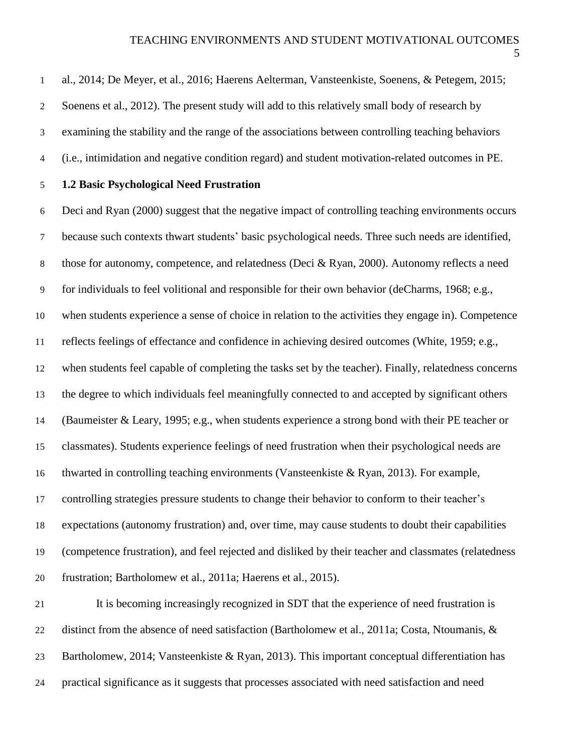al., 2014; De Meyer, et al., 2016; Haerens Aelterman, Vansteenkiste, Soenens, & Petegem, 2015; Soenens et al., 2012). The present study will add to this relatively small body of research by examining the stability and the range of the associations between controlling teaching behaviors (i.e., intimidation and negative condition regard) and student motivation-related outcomes in PE.

## 1.2 Basic Psychological Need Frustration

Deci and Ryan (2000) suggest that the negative impact of controlling teaching environments occurs because such contexts thwart students' basic psychological needs. Three such needs are identified, those for autonomy, competence, and relatedness (Deci & Ryan, 2000). Autonomy reflects a need for individuals to feel volitional and responsible for their own behavior (deCharms, 1968; e.g., when students experience a sense of choice in relation to the activities they engage in). Competence reflects feelings of effectance and confidence in achieving desired outcomes (White, 1959; e.g., when students feel capable of completing the tasks set by the teacher). Finally, relatedness concerns the degree to which individuals feel meaningfully connected to and accepted by significant others (Baumeister & Leary, 1995; e.g., when students experience a strong bond with their PE teacher or classmates). Students experience feelings of need frustration when their psychological needs are thwarted in controlling teaching environments (Vansteenkiste & Ryan, 2013). For example, controlling strategies pressure students to change their behavior to conform to their teacher's expectations (autonomy frustration) and, over time, may cause students to doubt their capabilities (competence frustration), and feel rejected and disliked by their teacher and classmates (relatedness frustration; Bartholomew et al., 2011a; Haerens et al., 2015).

It is becoming increasingly recognized in SDT that the experience of need frustration is distinct from the absence of need satisfaction (Bartholomew et al., 2011a; Costa, Ntoumanis, & Bartholomew, 2014; Vansteenkiste & Ryan, 2013). This important conceptual differentiation has practical significance as it suggests that processes associated with need satisfaction and need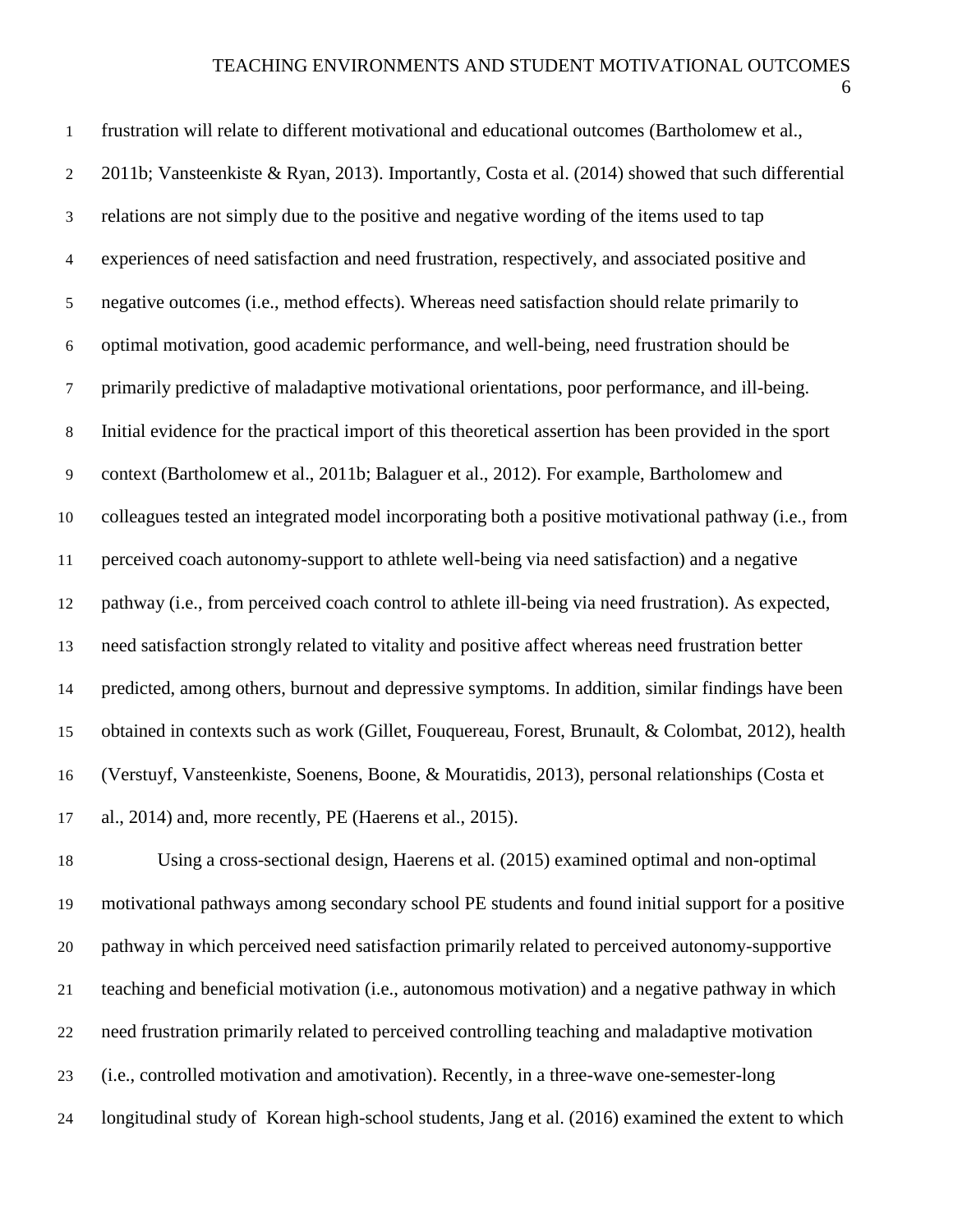frustration will relate to different motivational and educational outcomes (Bartholomew et al., 2011b; Vansteenkiste & Ryan, 2013). Importantly, Costa et al. (2014) showed that such differential relations are not simply due to the positive and negative wording of the items used to tap experiences of need satisfaction and need frustration, respectively, and associated positive and negative outcomes (i.e., method effects). Whereas need satisfaction should relate primarily to optimal motivation, good academic performance, and well-being, need frustration should be primarily predictive of maladaptive motivational orientations, poor performance, and ill-being. Initial evidence for the practical import of this theoretical assertion has been provided in the sport context (Bartholomew et al., 2011b; Balaguer et al., 2012). For example, Bartholomew and colleagues tested an integrated model incorporating both a positive motivational pathway (i.e., from perceived coach autonomy-support to athlete well-being via need satisfaction) and a negative pathway (i.e., from perceived coach control to athlete ill-being via need frustration). As expected, need satisfaction strongly related to vitality and positive affect whereas need frustration better predicted, among others, burnout and depressive symptoms. In addition, similar findings have been obtained in contexts such as work (Gillet, Fouquereau, Forest, Brunault, & Colombat, 2012), health (Verstuyf, Vansteenkiste, Soenens, Boone, & Mouratidis, 2013), personal relationships (Costa et al., 2014) and, more recently, PE (Haerens et al., 2015).

Using a cross-sectional design, Haerens et al. (2015) examined optimal and non-optimal motivational pathways among secondary school PE students and found initial support for a positive pathway in which perceived need satisfaction primarily related to perceived autonomy-supportive teaching and beneficial motivation (i.e., autonomous motivation) and a negative pathway in which need frustration primarily related to perceived controlling teaching and maladaptive motivation (i.e., controlled motivation and amotivation). Recently, in a three-wave one-semester-long longitudinal study of Korean high-school students, Jang et al. (2016) examined the extent to which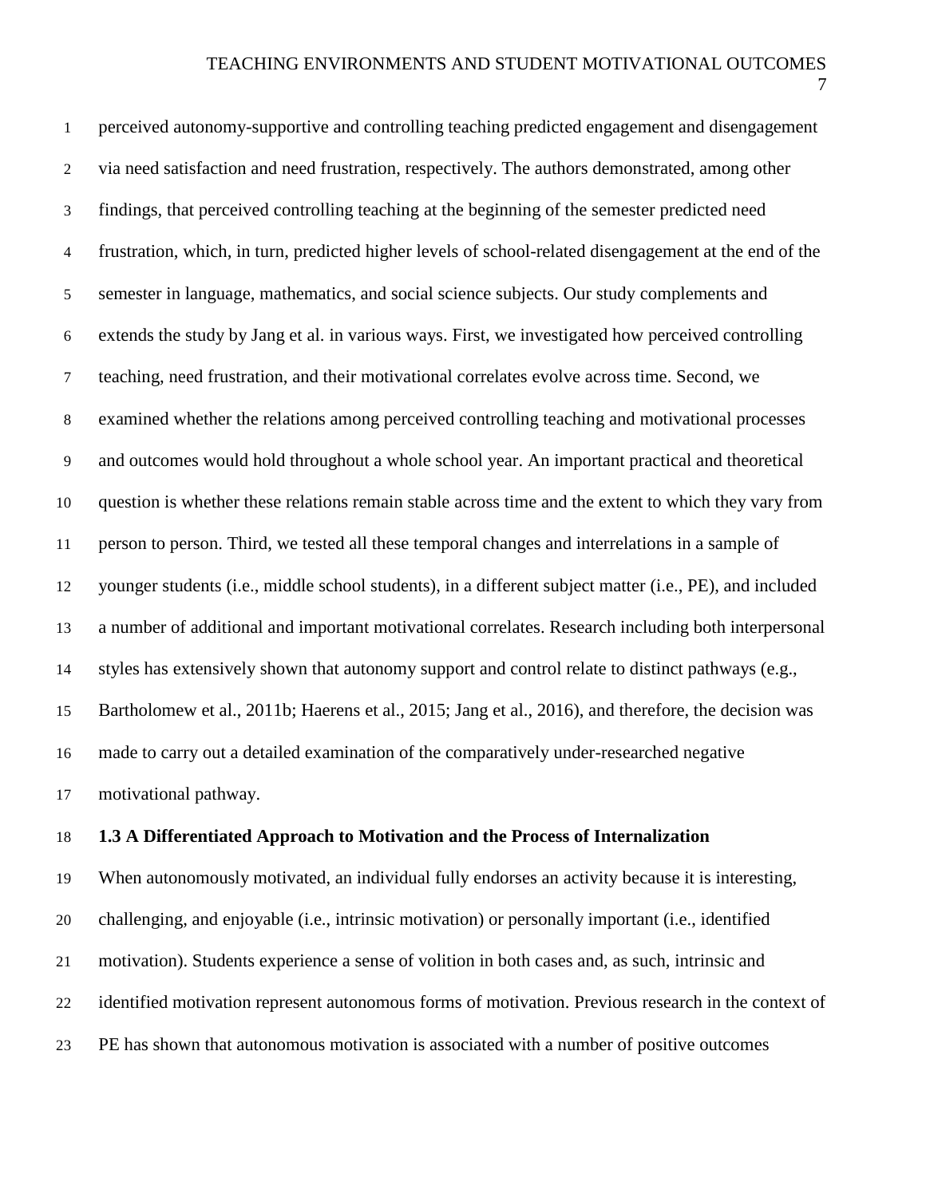perceived autonomy-supportive and controlling teaching predicted engagement and disengagement via need satisfaction and need frustration, respectively. The authors demonstrated, among other findings, that perceived controlling teaching at the beginning of the semester predicted need frustration, which, in turn, predicted higher levels of school-related disengagement at the end of the semester in language, mathematics, and social science subjects. Our study complements and extends the study by Jang et al. in various ways. First, we investigated how perceived controlling teaching, need frustration, and their motivational correlates evolve across time. Second, we examined whether the relations among perceived controlling teaching and motivational processes and outcomes would hold throughout a whole school year. An important practical and theoretical question is whether these relations remain stable across time and the extent to which they vary from person to person. Third, we tested all these temporal changes and interrelations in a sample of younger students (i.e., middle school students), in a different subject matter (i.e., PE), and included a number of additional and important motivational correlates. Research including both interpersonal styles has extensively shown that autonomy support and control relate to distinct pathways (e.g., Bartholomew et al., 2011b; Haerens et al., 2015; Jang et al., 2016), and therefore, the decision was made to carry out a detailed examination of the comparatively under-researched negative motivational pathway.

### 1.3 A Differentiated Approach to Motivation and the Process of Internalization

When autonomously motivated, an individual fully endorses an activity because it is interesting, challenging, and enjoyable (i.e., intrinsic motivation) or personally important (i.e., identified motivation). Students experience a sense of volition in both cases and, as such, intrinsic and identified motivation represent autonomous forms of motivation. Previous research in the context of PE has shown that autonomous motivation is associated with a number of positive outcomes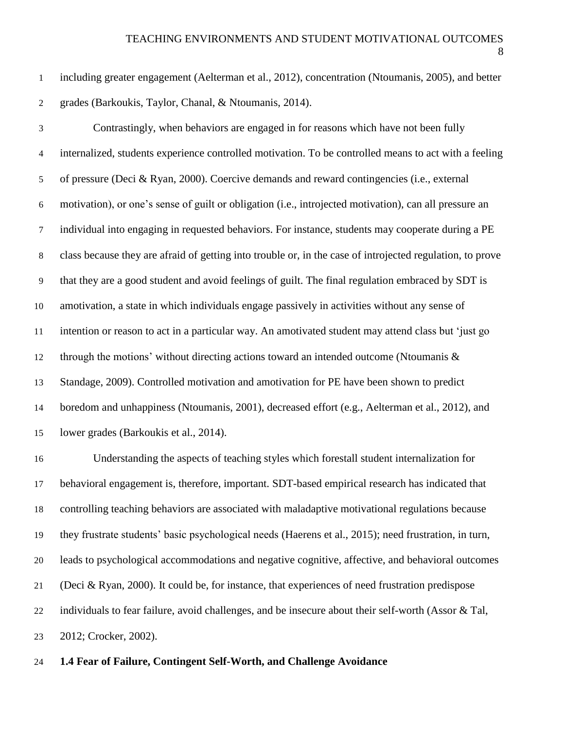including greater engagement (Aelterman et al., 2012), concentration (Ntoumanis, 2005), and better grades (Barkoukis, Taylor, Chanal, & Ntoumanis, 2014).

Contrastingly, when behaviors are engaged in for reasons which have not been fully internalized, students experience controlled motivation. To be controlled means to act with a feeling of pressure (Deci & Ryan, 2000). Coercive demands and reward contingencies (i.e., external motivation), or one's sense of guilt or obligation (i.e., introjected motivation), can all pressure an individual into engaging in requested behaviors. For instance, students may cooperate during a PE class because they are afraid of getting into trouble or, in the case of introjected regulation, to prove that they are a good student and avoid feelings of guilt. The final regulation embraced by SDT is amotivation, a state in which individuals engage passively in activities without any sense of intention or reason to act in a particular way. An amotivated student may attend class but 'just go through the motions' without directing actions toward an intended outcome (Ntoumanis & Standage, 2009). Controlled motivation and amotivation for PE have been shown to predict boredom and unhappiness (Ntoumanis, 2001), decreased effort (e.g., Aelterman et al., 2012), and lower grades (Barkoukis et al., 2014).

Understanding the aspects of teaching styles which forestall student internalization for behavioral engagement is, therefore, important. SDT-based empirical research has indicated that controlling teaching behaviors are associated with maladaptive motivational regulations because they frustrate students' basic psychological needs (Haerens et al., 2015); need frustration, in turn, leads to psychological accommodations and negative cognitive, affective, and behavioral outcomes (Deci & Ryan, 2000). It could be, for instance, that experiences of need frustration predispose individuals to fear failure, avoid challenges, and be insecure about their self-worth (Assor & Tal, 2012; Crocker, 2002).

### 1.4 Fear of Failure, Contingent Self-Worth, and Challenge Avoidance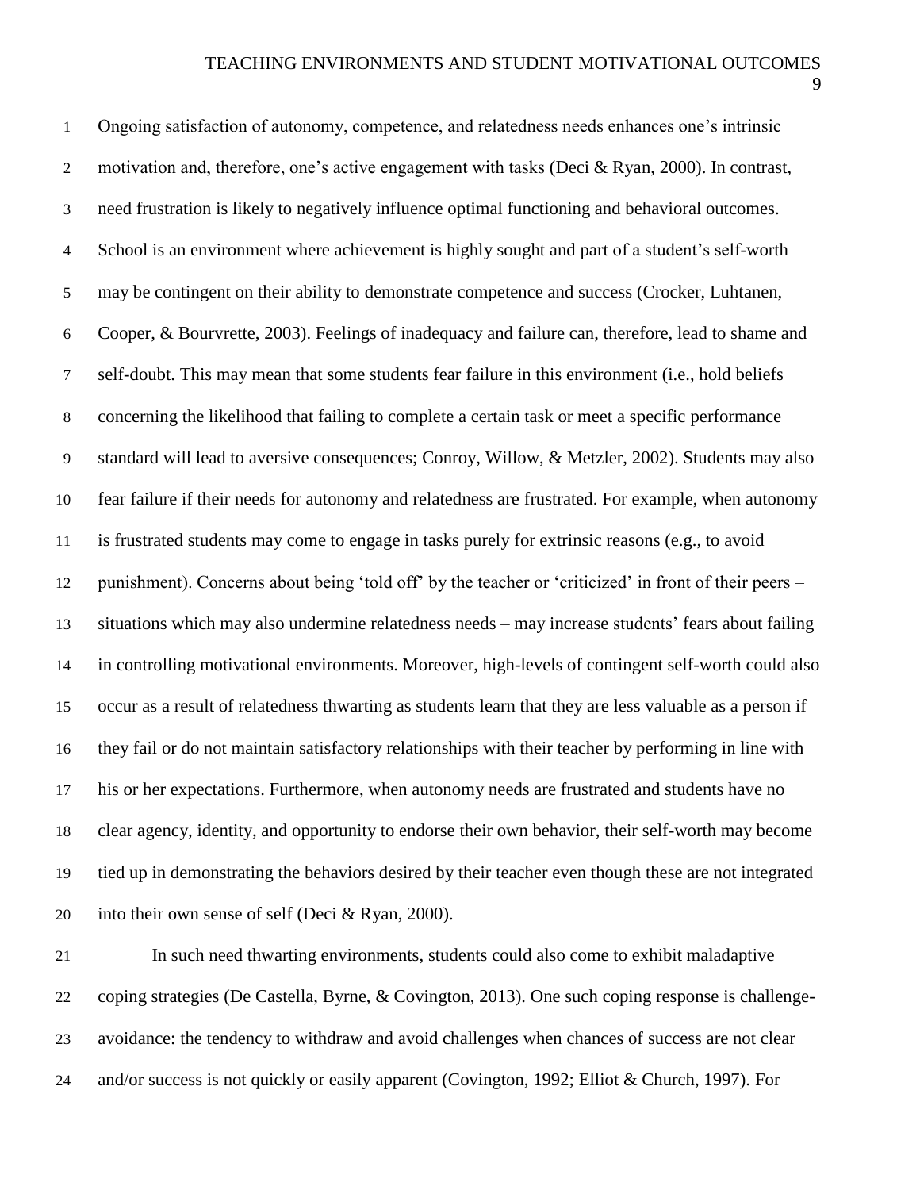Ongoing satisfaction of autonomy, competence, and relatedness needs enhances one's intrinsic motivation and, therefore, one's active engagement with tasks (Deci & Ryan, 2000). In contrast, need frustration is likely to negatively influence optimal functioning and behavioral outcomes. School is an environment where achievement is highly sought and part of a student's self-worth may be contingent on their ability to demonstrate competence and success (Crocker, Luhtanen, Cooper, & Bourvrette, 2003). Feelings of inadequacy and failure can, therefore, lead to shame and self-doubt. This may mean that some students fear failure in this environment (i.e., hold beliefs concerning the likelihood that failing to complete a certain task or meet a specific performance standard will lead to aversive consequences; Conroy, Willow, & Metzler, 2002). Students may also fear failure if their needs for autonomy and relatedness are frustrated. For example, when autonomy is frustrated students may come to engage in tasks purely for extrinsic reasons (e.g., to avoid punishment). Concerns about being 'told off' by the teacher or 'criticized' in front of their peers – situations which may also undermine relatedness needs – may increase students' fears about failing in controlling motivational environments. Moreover, high-levels of contingent self-worth could also occur as a result of relatedness thwarting as students learn that they are less valuable as a person if they fail or do not maintain satisfactory relationships with their teacher by performing in line with his or her expectations. Furthermore, when autonomy needs are frustrated and students have no clear agency, identity, and opportunity to endorse their own behavior, their self-worth may become tied up in demonstrating the behaviors desired by their teacher even though these are not integrated into their own sense of self (Deci & Ryan, 2000).

In such need thwarting environments, students could also come to exhibit maladaptive coping strategies (De Castella, Byrne, & Covington, 2013). One such coping response is challenge-avoidance: the tendency to withdraw and avoid challenges when chances of success are not clear and/or success is not quickly or easily apparent (Covington, 1992; Elliot & Church, 1997). For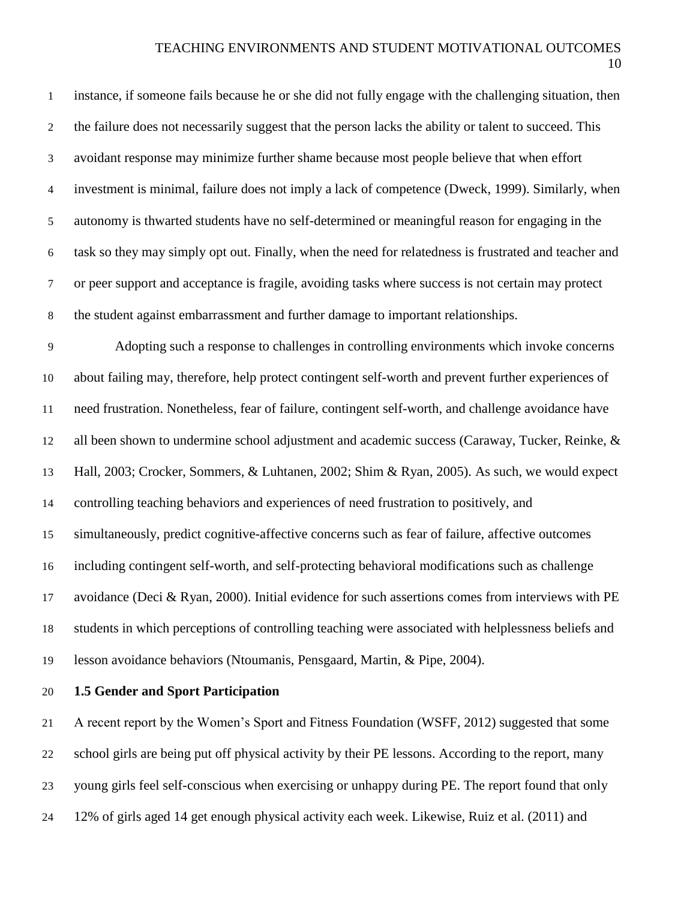instance, if someone fails because he or she did not fully engage with the challenging situation, then the failure does not necessarily suggest that the person lacks the ability or talent to succeed. This avoidant response may minimize further shame because most people believe that when effort investment is minimal, failure does not imply a lack of competence (Dweck, 1999). Similarly, when autonomy is thwarted students have no self-determined or meaningful reason for engaging in the task so they may simply opt out. Finally, when the need for relatedness is frustrated and teacher and or peer support and acceptance is fragile, avoiding tasks where success is not certain may protect the student against embarrassment and further damage to important relationships.

Adopting such a response to challenges in controlling environments which invoke concerns about failing may, therefore, help protect contingent self-worth and prevent further experiences of need frustration. Nonetheless, fear of failure, contingent self-worth, and challenge avoidance have all been shown to undermine school adjustment and academic success (Caraway, Tucker, Reinke, & Hall, 2003; Crocker, Sommers, & Luhtanen, 2002; Shim & Ryan, 2005). As such, we would expect controlling teaching behaviors and experiences of need frustration to positively, and simultaneously, predict cognitive-affective concerns such as fear of failure, affective outcomes including contingent self-worth, and self-protecting behavioral modifications such as challenge avoidance (Deci & Ryan, 2000). Initial evidence for such assertions comes from interviews with PE students in which perceptions of controlling teaching were associated with helplessness beliefs and lesson avoidance behaviors (Ntoumanis, Pensgaard, Martin, & Pipe, 2004).

### 1.5 Gender and Sport Participation

A recent report by the Women's Sport and Fitness Foundation (WSFF, 2012) suggested that some school girls are being put off physical activity by their PE lessons. According to the report, many young girls feel self-conscious when exercising or unhappy during PE. The report found that only 12% of girls aged 14 get enough physical activity each week. Likewise, Ruiz et al. (2011) and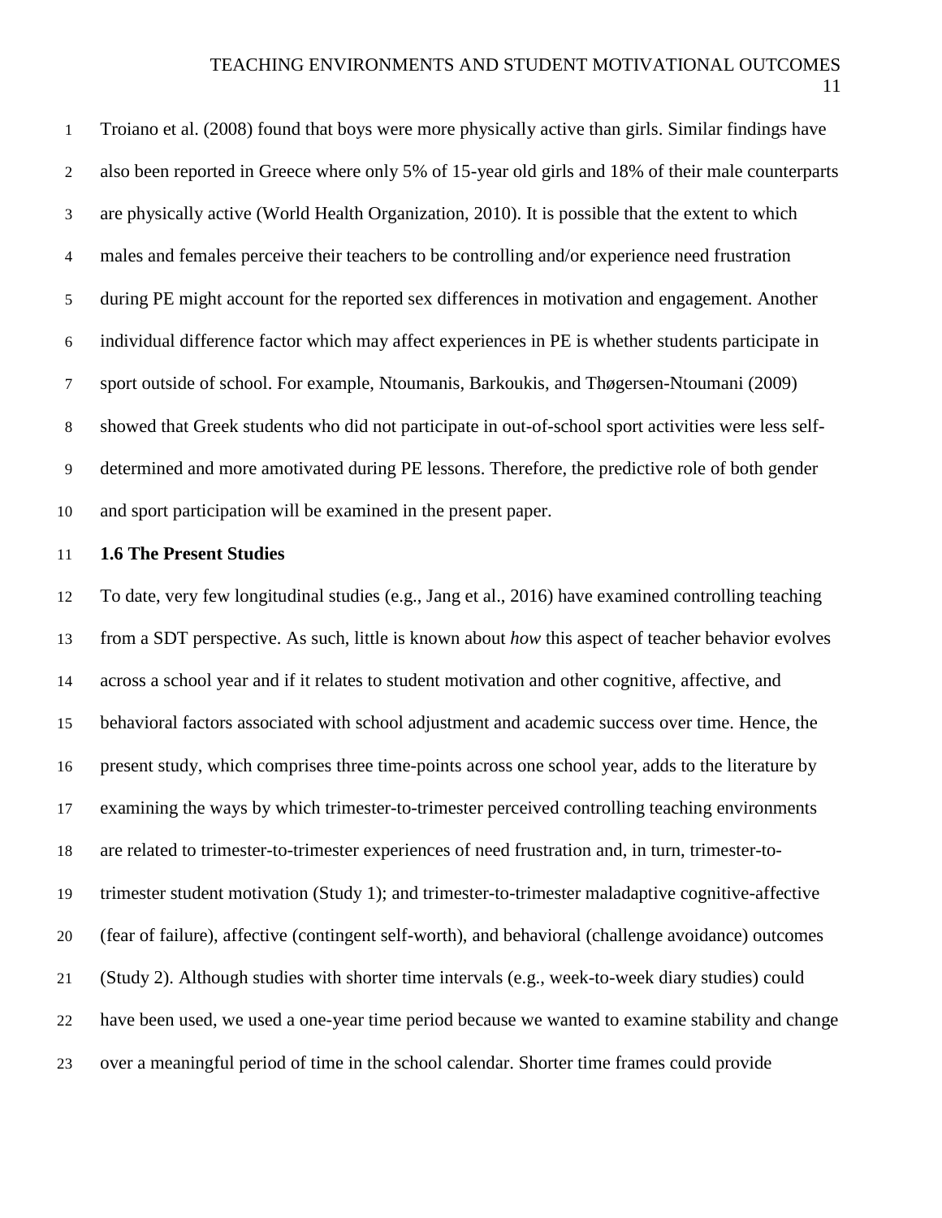Troiano et al. (2008) found that boys were more physically active than girls. Similar findings have also been reported in Greece where only 5% of 15-year old girls and 18% of their male counterparts are physically active (World Health Organization, 2010). It is possible that the extent to which males and females perceive their teachers to be controlling and/or experience need frustration during PE might account for the reported sex differences in motivation and engagement. Another individual difference factor which may affect experiences in PE is whether students participate in sport outside of school. For example, Ntoumanis, Barkoukis, and Thøgersen-Ntoumani (2009) showed that Greek students who did not participate in out-of-school sport activities were less self-determined and more amotivated during PE lessons. Therefore, the predictive role of both gender and sport participation will be examined in the present paper.

**1.6 The Present Studies**

To date, very few longitudinal studies (e.g., Jang et al., 2016) have examined controlling teaching from a SDT perspective. As such, little is known about *how* this aspect of teacher behavior evolves across a school year and if it relates to student motivation and other cognitive, affective, and behavioral factors associated with school adjustment and academic success over time. Hence, the present study, which comprises three time-points across one school year, adds to the literature by examining the ways by which trimester-to-trimester perceived controlling teaching environments are related to trimester-to-trimester experiences of need frustration and, in turn, trimester-to-trimester student motivation (Study 1); and trimester-to-trimester maladaptive cognitive-affective (fear of failure), affective (contingent self-worth), and behavioral (challenge avoidance) outcomes (Study 2). Although studies with shorter time intervals (e.g., week-to-week diary studies) could have been used, we used a one-year time period because we wanted to examine stability and change over a meaningful period of time in the school calendar. Shorter time frames could provide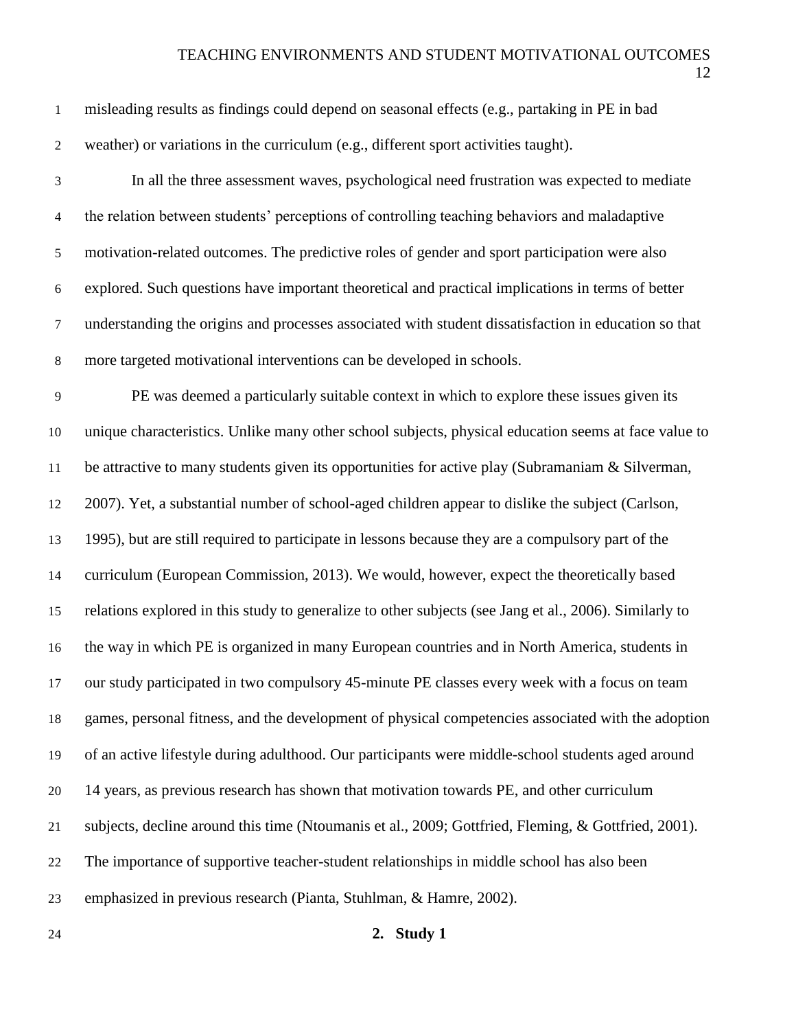misleading results as findings could depend on seasonal effects (e.g., partaking in PE in bad weather) or variations in the curriculum (e.g., different sport activities taught).

In all the three assessment waves, psychological need frustration was expected to mediate the relation between students' perceptions of controlling teaching behaviors and maladaptive motivation-related outcomes. The predictive roles of gender and sport participation were also explored. Such questions have important theoretical and practical implications in terms of better understanding the origins and processes associated with student dissatisfaction in education so that more targeted motivational interventions can be developed in schools.

PE was deemed a particularly suitable context in which to explore these issues given its unique characteristics. Unlike many other school subjects, physical education seems at face value to be attractive to many students given its opportunities for active play (Subramaniam & Silverman, 2007). Yet, a substantial number of school-aged children appear to dislike the subject (Carlson, 1995), but are still required to participate in lessons because they are a compulsory part of the curriculum (European Commission, 2013). We would, however, expect the theoretically based relations explored in this study to generalize to other subjects (see Jang et al., 2006). Similarly to the way in which PE is organized in many European countries and in North America, students in our study participated in two compulsory 45-minute PE classes every week with a focus on team games, personal fitness, and the development of physical competencies associated with the adoption of an active lifestyle during adulthood. Our participants were middle-school students aged around 14 years, as previous research has shown that motivation towards PE, and other curriculum subjects, decline around this time (Ntoumanis et al., 2009; Gottfried, Fleming, & Gottfried, 2001). The importance of supportive teacher-student relationships in middle school has also been emphasized in previous research (Pianta, Stuhlman, & Hamre, 2002).

## 2. Study 1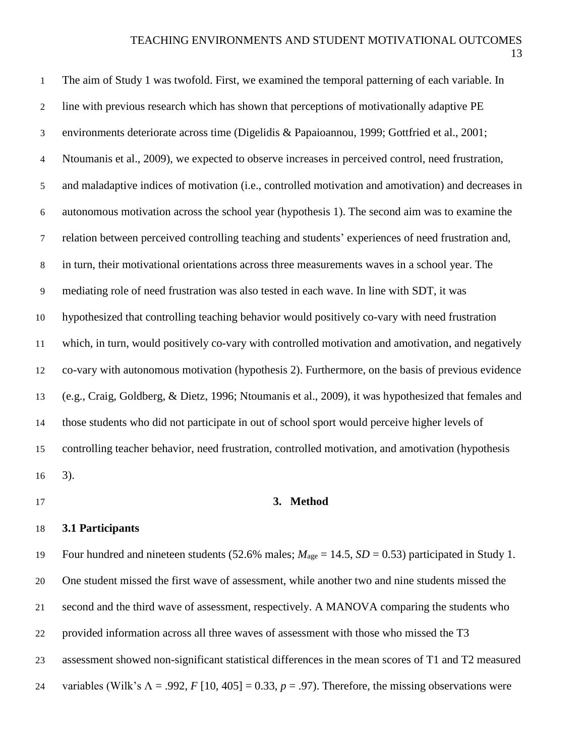The aim of Study 1 was twofold. First, we examined the temporal patterning of each variable. In line with previous research which has shown that perceptions of motivationally adaptive PE environments deteriorate across time (Digelidis & Papaioannou, 1999; Gottfried et al., 2001; Ntoumanis et al., 2009), we expected to observe increases in perceived control, need frustration, and maladaptive indices of motivation (i.e., controlled motivation and amotivation) and decreases in autonomous motivation across the school year (hypothesis 1). The second aim was to examine the relation between perceived controlling teaching and students' experiences of need frustration and, in turn, their motivational orientations across three measurements waves in a school year. The mediating role of need frustration was also tested in each wave. In line with SDT, it was hypothesized that controlling teaching behavior would positively co-vary with need frustration which, in turn, would positively co-vary with controlled motivation and amotivation, and negatively co-vary with autonomous motivation (hypothesis 2). Furthermore, on the basis of previous evidence (e.g., Craig, Goldberg, & Dietz, 1996; Ntoumanis et al., 2009), it was hypothesized that females and those students who did not participate in out of school sport would perceive higher levels of controlling teacher behavior, need frustration, controlled motivation, and amotivation (hypothesis 3).

# 3. Method

## 3.1 Participants

Four hundred and nineteen students (52.6% males; $M_{\text{age}} = 14.5$, $SD = 0.53$) participated in Study 1. One student missed the first wave of assessment, while another two and nine students missed the second and the third wave of assessment, respectively. A MANOVA comparing the students who provided information across all three waves of assessment with those who missed the T3 assessment showed non-significant statistical differences in the mean scores of T1 and T2 measured variables (Wilk's $\Lambda = .992$, $F$ [10, 405] = 0.33, $p = .97$). Therefore, the missing observations were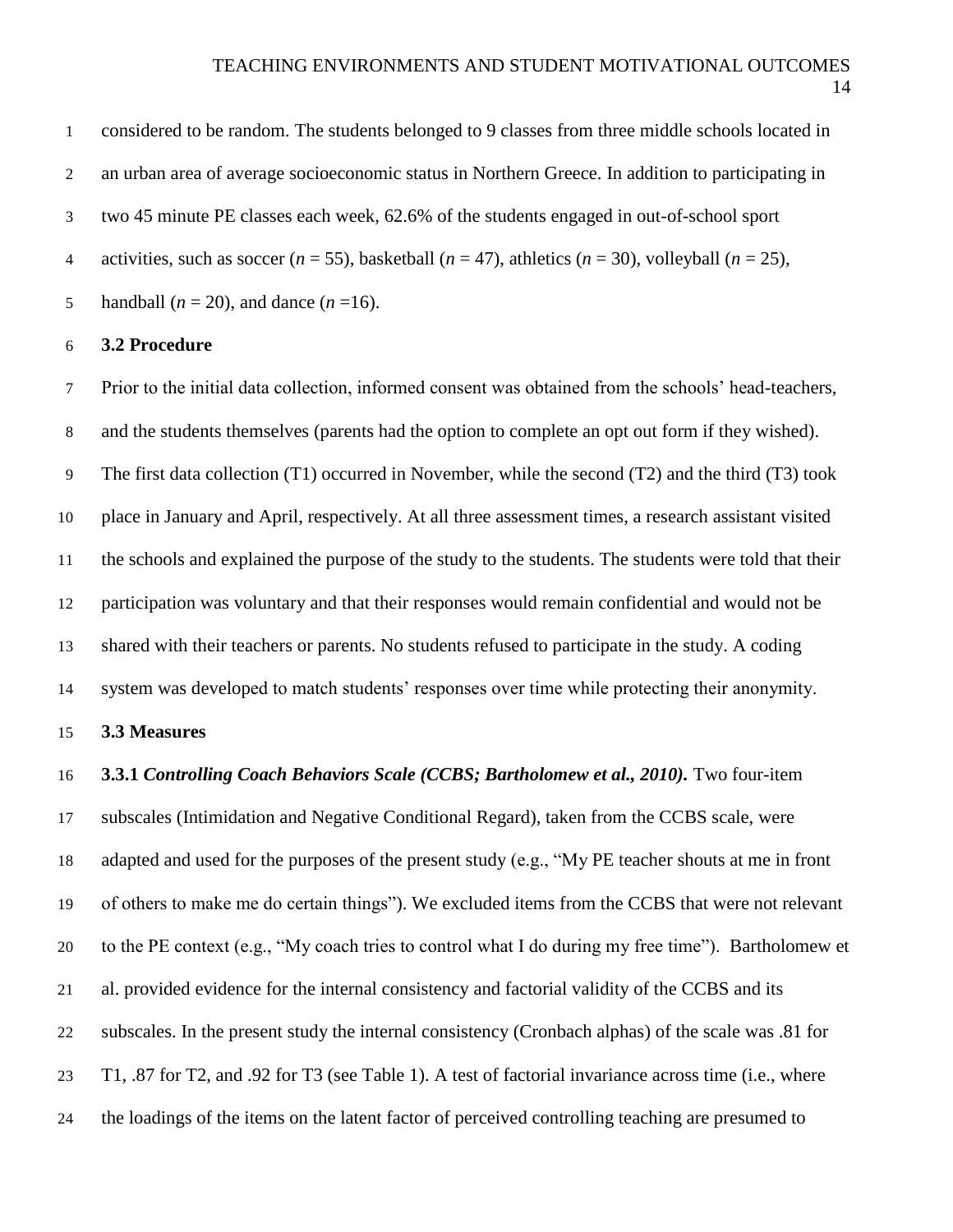considered to be random. The students belonged to 9 classes from three middle schools located in an urban area of average socioeconomic status in Northern Greece. In addition to participating in two 45 minute PE classes each week, 62.6% of the students engaged in out-of-school sport activities, such as soccer ($n$ = 55), basketball ($n$ = 47), athletics ($n$ = 30), volleyball ($n$ = 25), handball ($n$ = 20), and dance ($n$ =16).

### 3.2 Procedure

Prior to the initial data collection, informed consent was obtained from the schools' head-teachers, and the students themselves (parents had the option to complete an opt out form if they wished). The first data collection (T1) occurred in November, while the second (T2) and the third (T3) took place in January and April, respectively. At all three assessment times, a research assistant visited the schools and explained the purpose of the study to the students. The students were told that their participation was voluntary and that their responses would remain confidential and would not be shared with their teachers or parents. No students refused to participate in the study. A coding system was developed to match students' responses over time while protecting their anonymity.

### 3.3 Measures

**3.3.1 *Controlling Coach Behaviors Scale (CCBS; Bartholomew et al., 2010).*** Two four-item subscales (Intimidation and Negative Conditional Regard), taken from the CCBS scale, were adapted and used for the purposes of the present study (e.g., "My PE teacher shouts at me in front of others to make me do certain things"). We excluded items from the CCBS that were not relevant to the PE context (e.g., "My coach tries to control what I do during my free time"). Bartholomew et al. provided evidence for the internal consistency and factorial validity of the CCBS and its subscales. In the present study the internal consistency (Cronbach alphas) of the scale was .81 for T1, .87 for T2, and .92 for T3 (see Table 1). A test of factorial invariance across time (i.e., where the loadings of the items on the latent factor of perceived controlling teaching are presumed to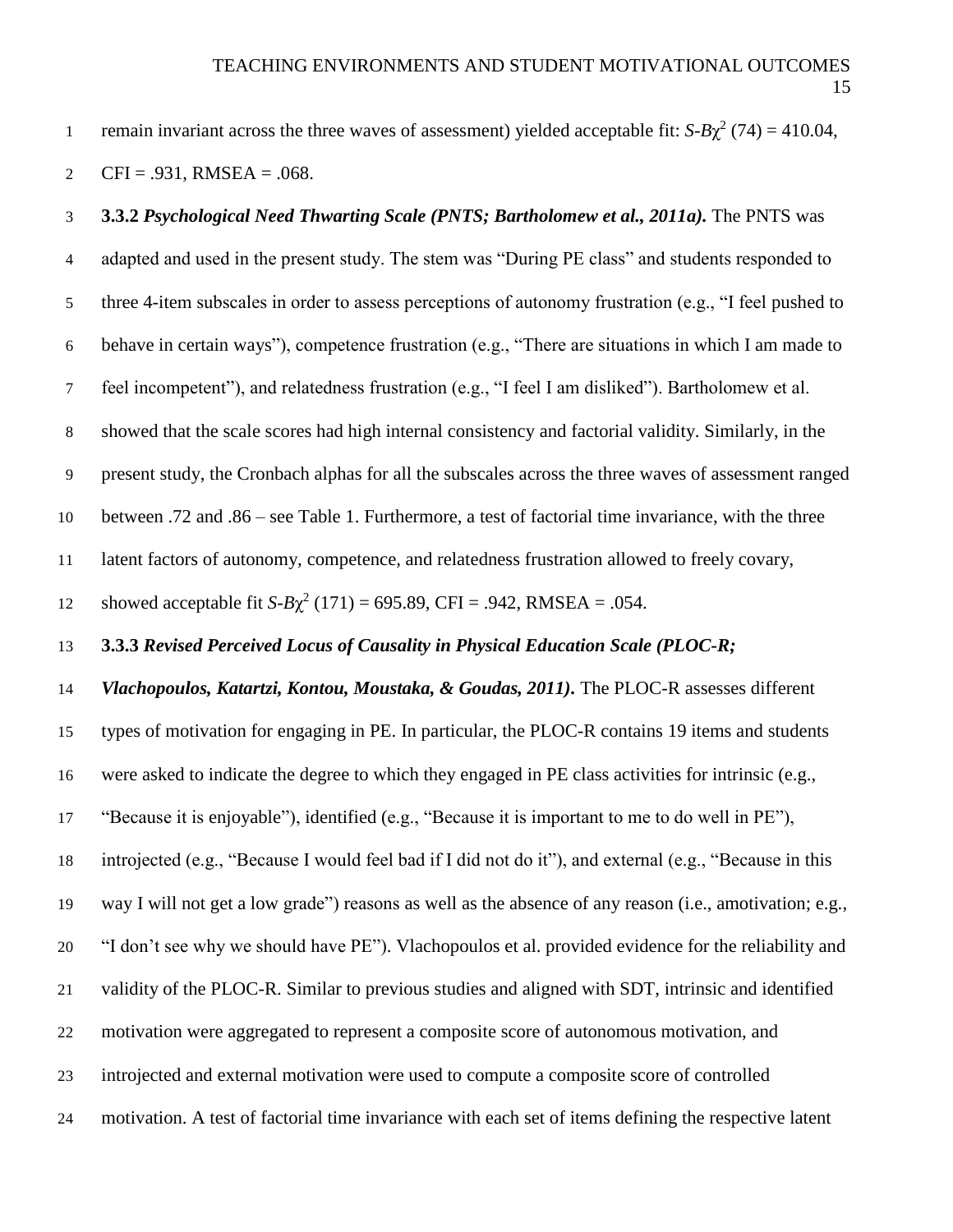remain invariant across the three waves of assessment) yielded acceptable fit: $S\text{-}B\chi^2$ (74) = 410.04, CFI = .931, RMSEA = .068.

**3.3.2** ***Psychological Need Thwarting Scale (PNTS; Bartholomew et al., 2011a).*** The PNTS was adapted and used in the present study. The stem was "During PE class" and students responded to three 4-item subscales in order to assess perceptions of autonomy frustration (e.g., "I feel pushed to behave in certain ways"), competence frustration (e.g., "There are situations in which I am made to feel incompetent"), and relatedness frustration (e.g., "I feel I am disliked"). Bartholomew et al. showed that the scale scores had high internal consistency and factorial validity. Similarly, in the present study, the Cronbach alphas for all the subscales across the three waves of assessment ranged between .72 and .86 – see Table 1. Furthermore, a test of factorial time invariance, with the three latent factors of autonomy, competence, and relatedness frustration allowed to freely covary, showed acceptable fit $S\text{-}B\chi^2$ (171) = 695.89, CFI = .942, RMSEA = .054.

**3.3.3** ***Revised Perceived Locus of Causality in Physical Education Scale (PLOC-R; Vlachopoulos, Katartzi, Kontou, Moustaka, & Goudas, 2011).*** The PLOC-R assesses different types of motivation for engaging in PE. In particular, the PLOC-R contains 19 items and students were asked to indicate the degree to which they engaged in PE class activities for intrinsic (e.g., "Because it is enjoyable"), identified (e.g., "Because it is important to me to do well in PE"), introjected (e.g., "Because I would feel bad if I did not do it"), and external (e.g., "Because in this way I will not get a low grade") reasons as well as the absence of any reason (i.e., amotivation; e.g., "I don't see why we should have PE"). Vlachopoulos et al. provided evidence for the reliability and validity of the PLOC-R. Similar to previous studies and aligned with SDT, intrinsic and identified motivation were aggregated to represent a composite score of autonomous motivation, and introjected and external motivation were used to compute a composite score of controlled motivation. A test of factorial time invariance with each set of items defining the respective latent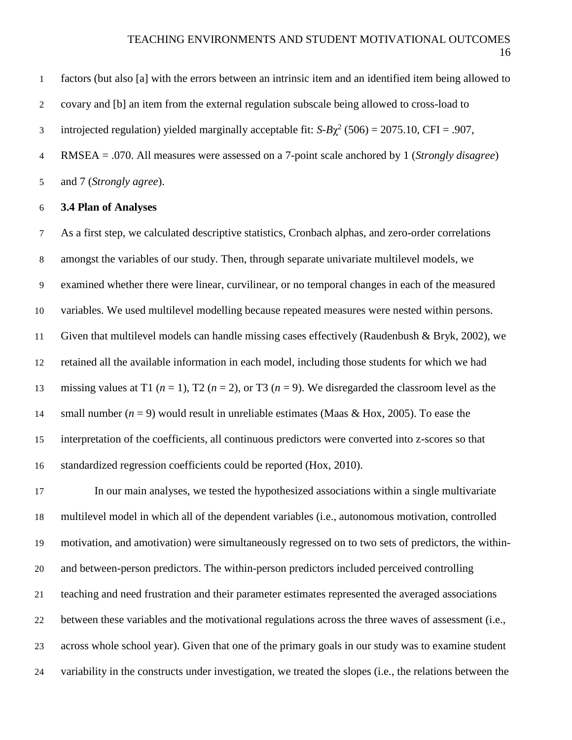factors (but also [a] with the errors between an intrinsic item and an identified item being allowed to covary and [b] an item from the external regulation subscale being allowed to cross-load to introjected regulation) yielded marginally acceptable fit: $S\text{-}B\chi^2$ (506) = 2075.10, CFI = .907, RMSEA = .070. All measures were assessed on a 7-point scale anchored by 1 (*Strongly disagree*) and 7 (*Strongly agree*).

### 3.4 Plan of Analyses

As a first step, we calculated descriptive statistics, Cronbach alphas, and zero-order correlations amongst the variables of our study. Then, through separate univariate multilevel models, we examined whether there were linear, curvilinear, or no temporal changes in each of the measured variables. We used multilevel modelling because repeated measures were nested within persons. Given that multilevel models can handle missing cases effectively (Raudenbush & Bryk, 2002), we retained all the available information in each model, including those students for which we had missing values at T1 ($n$ = 1), T2 ($n$ = 2), or T3 ($n$ = 9). We disregarded the classroom level as the small number ($n$ = 9) would result in unreliable estimates (Maas & Hox, 2005). To ease the interpretation of the coefficients, all continuous predictors were converted into z-scores so that standardized regression coefficients could be reported (Hox, 2010).

In our main analyses, we tested the hypothesized associations within a single multivariate multilevel model in which all of the dependent variables (i.e., autonomous motivation, controlled motivation, and amotivation) were simultaneously regressed on to two sets of predictors, the within- and between-person predictors. The within-person predictors included perceived controlling teaching and need frustration and their parameter estimates represented the averaged associations between these variables and the motivational regulations across the three waves of assessment (i.e., across whole school year). Given that one of the primary goals in our study was to examine student variability in the constructs under investigation, we treated the slopes (i.e., the relations between the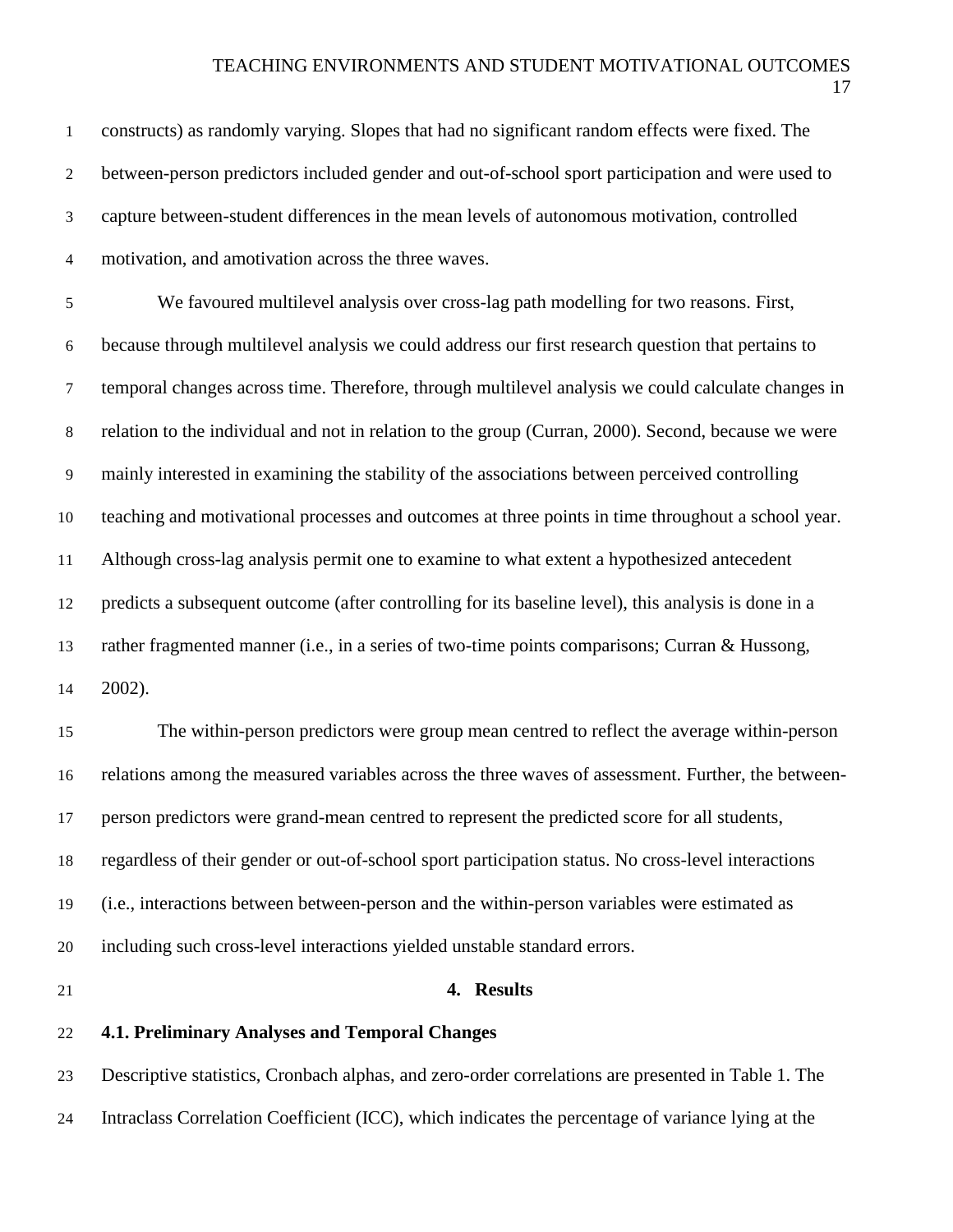constructs) as randomly varying. Slopes that had no significant random effects were fixed. The between-person predictors included gender and out-of-school sport participation and were used to capture between-student differences in the mean levels of autonomous motivation, controlled motivation, and amotivation across the three waves.

We favoured multilevel analysis over cross-lag path modelling for two reasons. First, because through multilevel analysis we could address our first research question that pertains to temporal changes across time. Therefore, through multilevel analysis we could calculate changes in relation to the individual and not in relation to the group (Curran, 2000). Second, because we were mainly interested in examining the stability of the associations between perceived controlling teaching and motivational processes and outcomes at three points in time throughout a school year. Although cross-lag analysis permit one to examine to what extent a hypothesized antecedent predicts a subsequent outcome (after controlling for its baseline level), this analysis is done in a rather fragmented manner (i.e., in a series of two-time points comparisons; Curran & Hussong, 2002).

The within-person predictors were group mean centred to reflect the average within-person relations among the measured variables across the three waves of assessment. Further, the between-person predictors were grand-mean centred to represent the predicted score for all students, regardless of their gender or out-of-school sport participation status. No cross-level interactions (i.e., interactions between between-person and the within-person variables were estimated as including such cross-level interactions yielded unstable standard errors.

# 4. Results

## 4.1. Preliminary Analyses and Temporal Changes

Descriptive statistics, Cronbach alphas, and zero-order correlations are presented in Table 1. The Intraclass Correlation Coefficient (ICC), which indicates the percentage of variance lying at the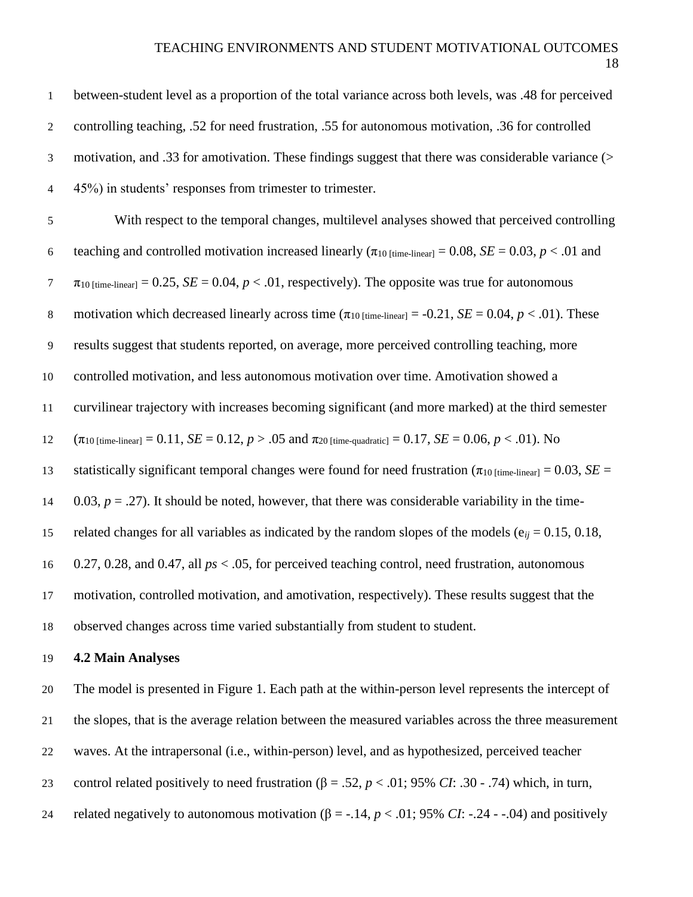between-student level as a proportion of the total variance across both levels, was .48 for perceived controlling teaching, .52 for need frustration, .55 for autonomous motivation, .36 for controlled motivation, and .33 for amotivation. These findings suggest that there was considerable variance (> 45%) in students' responses from trimester to trimester.

With respect to the temporal changes, multilevel analyses showed that perceived controlling teaching and controlled motivation increased linearly ($\pi_{10\text{ [time-linear]}} = 0.08$, $SE = 0.03$, $p < .01$ and $\pi_{10\text{ [time-linear]}} = 0.25$, $SE = 0.04$, $p < .01$, respectively). The opposite was true for autonomous motivation which decreased linearly across time ($\pi_{10\text{ [time-linear]}} = -0.21$, $SE = 0.04$, $p < .01$). These results suggest that students reported, on average, more perceived controlling teaching, more controlled motivation, and less autonomous motivation over time. Amotivation showed a curvilinear trajectory with increases becoming significant (and more marked) at the third semester ($\pi_{10\text{ [time-linear]}} = 0.11$, $SE = 0.12$, $p > .05$ and $\pi_{20\text{ [time-quadratic]}} = 0.17$, $SE = 0.06$, $p < .01$). No statistically significant temporal changes were found for need frustration ($\pi_{10\text{ [time-linear]}} = 0.03$, $SE = 0.03$, $p = .27$). It should be noted, however, that there was considerable variability in the time-related changes for all variables as indicated by the random slopes of the models ($e_{ij} = 0.15$, 0.18, 0.27, 0.28, and 0.47, all $ps < .05$, for perceived teaching control, need frustration, autonomous motivation, controlled motivation, and amotivation, respectively). These results suggest that the observed changes across time varied substantially from student to student.

**4.2 Main Analyses**

The model is presented in Figure 1. Each path at the within-person level represents the intercept of the slopes, that is the average relation between the measured variables across the three measurement waves. At the intrapersonal (i.e., within-person) level, and as hypothesized, perceived teacher control related positively to need frustration ($\beta = .52$, $p < .01$; 95% *CI*: .30 - .74) which, in turn, related negatively to autonomous motivation ($\beta = -.14$, $p < .01$; 95% *CI*: -.24 - -.04) and positively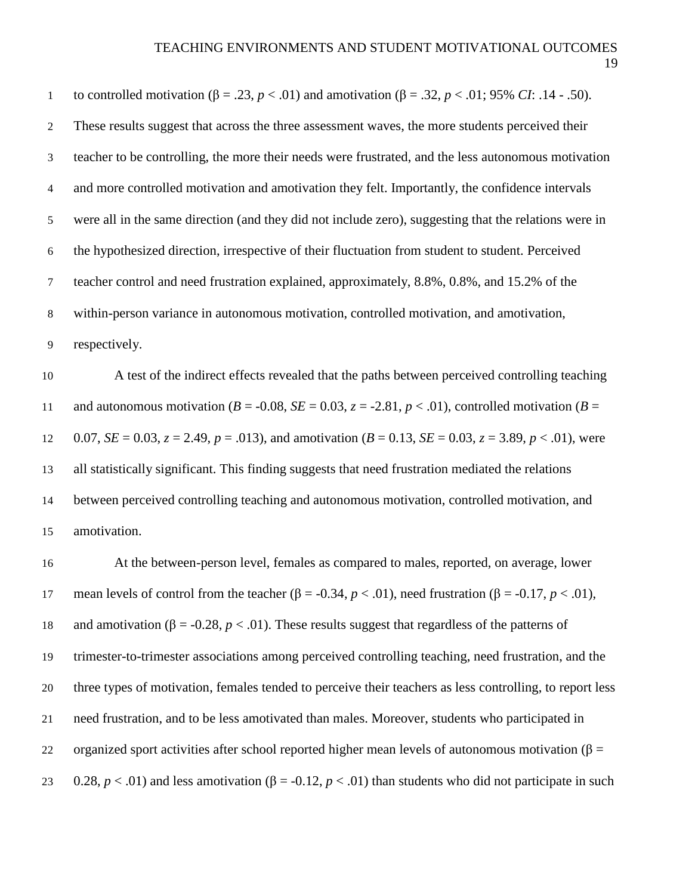to controlled motivation ($\beta = .23$, $p < .01$) and amotivation ($\beta = .32$, $p < .01$; 95% *CI*: .14 - .50). These results suggest that across the three assessment waves, the more students perceived their teacher to be controlling, the more their needs were frustrated, and the less autonomous motivation and more controlled motivation and amotivation they felt. Importantly, the confidence intervals were all in the same direction (and they did not include zero), suggesting that the relations were in the hypothesized direction, irrespective of their fluctuation from student to student. Perceived teacher control and need frustration explained, approximately, 8.8%, 0.8%, and 15.2% of the within-person variance in autonomous motivation, controlled motivation, and amotivation, respectively.

A test of the indirect effects revealed that the paths between perceived controlling teaching and autonomous motivation ($B = -0.08$, $SE = 0.03$, $z = -2.81$, $p < .01$), controlled motivation ($B = 0.07$, $SE = 0.03$, $z = 2.49$, $p = .013$), and amotivation ($B = 0.13$, $SE = 0.03$, $z = 3.89$, $p < .01$), were all statistically significant. This finding suggests that need frustration mediated the relations between perceived controlling teaching and autonomous motivation, controlled motivation, and amotivation.

At the between-person level, females as compared to males, reported, on average, lower mean levels of control from the teacher ($\beta = -0.34$, $p < .01$), need frustration ($\beta = -0.17$, $p < .01$), and amotivation ($\beta = -0.28$, $p < .01$). These results suggest that regardless of the patterns of trimester-to-trimester associations among perceived controlling teaching, need frustration, and the three types of motivation, females tended to perceive their teachers as less controlling, to report less need frustration, and to be less amotivated than males. Moreover, students who participated in organized sport activities after school reported higher mean levels of autonomous motivation ($\beta = 0.28$, $p < .01$) and less amotivation ($\beta = -0.12$, $p < .01$) than students who did not participate in such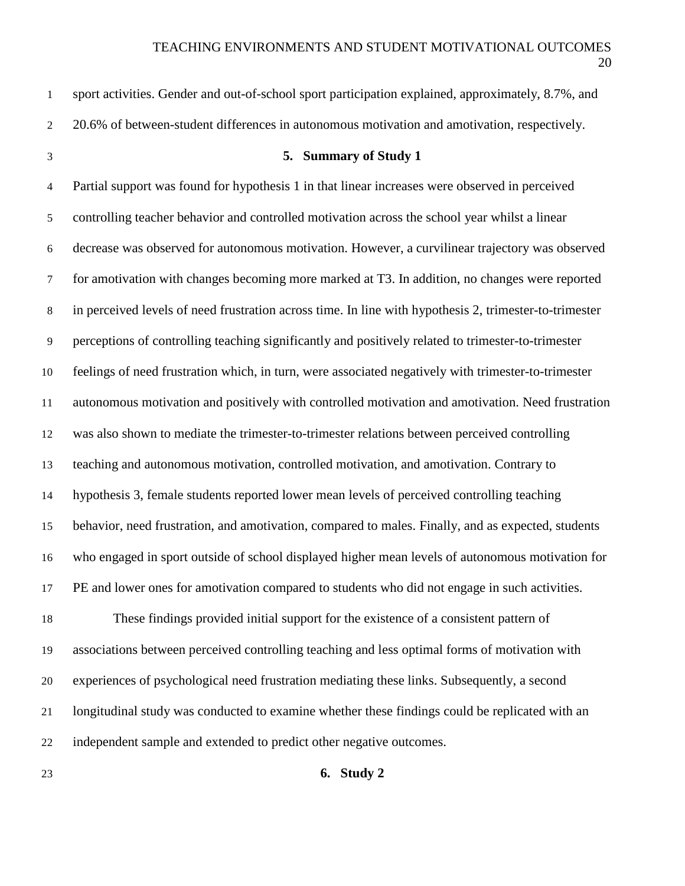sport activities. Gender and out-of-school sport participation explained, approximately, 8.7%, and 20.6% of between-student differences in autonomous motivation and amotivation, respectively.

## 5. Summary of Study 1

Partial support was found for hypothesis 1 in that linear increases were observed in perceived controlling teacher behavior and controlled motivation across the school year whilst a linear decrease was observed for autonomous motivation. However, a curvilinear trajectory was observed for amotivation with changes becoming more marked at T3. In addition, no changes were reported in perceived levels of need frustration across time. In line with hypothesis 2, trimester-to-trimester perceptions of controlling teaching significantly and positively related to trimester-to-trimester feelings of need frustration which, in turn, were associated negatively with trimester-to-trimester autonomous motivation and positively with controlled motivation and amotivation. Need frustration was also shown to mediate the trimester-to-trimester relations between perceived controlling teaching and autonomous motivation, controlled motivation, and amotivation. Contrary to hypothesis 3, female students reported lower mean levels of perceived controlling teaching behavior, need frustration, and amotivation, compared to males. Finally, and as expected, students who engaged in sport outside of school displayed higher mean levels of autonomous motivation for PE and lower ones for amotivation compared to students who did not engage in such activities.

These findings provided initial support for the existence of a consistent pattern of associations between perceived controlling teaching and less optimal forms of motivation with experiences of psychological need frustration mediating these links. Subsequently, a second longitudinal study was conducted to examine whether these findings could be replicated with an independent sample and extended to predict other negative outcomes.

## 6. Study 2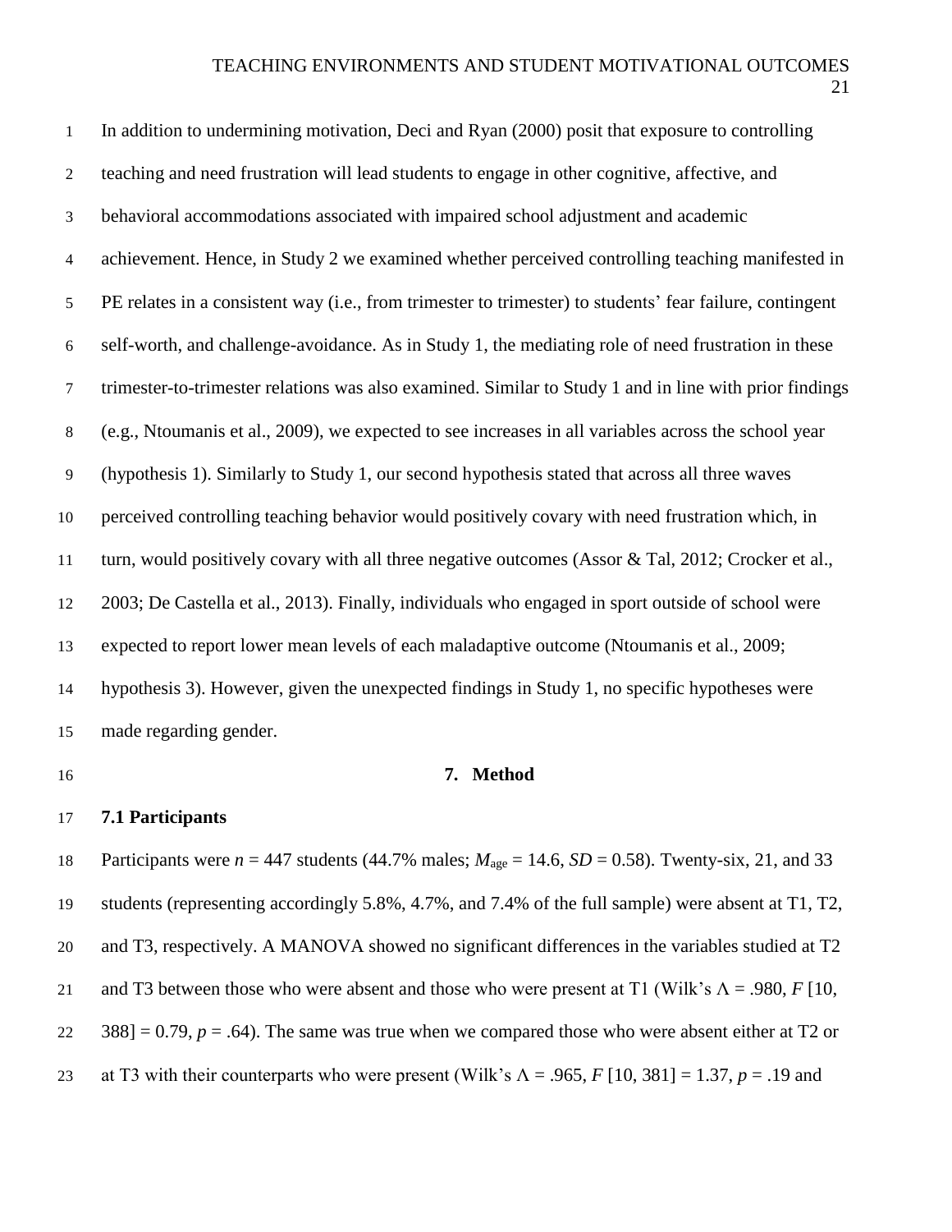In addition to undermining motivation, Deci and Ryan (2000) posit that exposure to controlling teaching and need frustration will lead students to engage in other cognitive, affective, and behavioral accommodations associated with impaired school adjustment and academic achievement. Hence, in Study 2 we examined whether perceived controlling teaching manifested in PE relates in a consistent way (i.e., from trimester to trimester) to students' fear failure, contingent self-worth, and challenge-avoidance. As in Study 1, the mediating role of need frustration in these trimester-to-trimester relations was also examined. Similar to Study 1 and in line with prior findings (e.g., Ntoumanis et al., 2009), we expected to see increases in all variables across the school year (hypothesis 1). Similarly to Study 1, our second hypothesis stated that across all three waves perceived controlling teaching behavior would positively covary with need frustration which, in turn, would positively covary with all three negative outcomes (Assor & Tal, 2012; Crocker et al., 2003; De Castella et al., 2013). Finally, individuals who engaged in sport outside of school were expected to report lower mean levels of each maladaptive outcome (Ntoumanis et al., 2009; hypothesis 3). However, given the unexpected findings in Study 1, no specific hypotheses were made regarding gender.

## 7. Method

### 7.1 Participants

Participants were $n$ = 447 students (44.7% males; $M_{age}$ = 14.6, $SD$ = 0.58). Twenty-six, 21, and 33 students (representing accordingly 5.8%, 4.7%, and 7.4% of the full sample) were absent at T1, T2, and T3, respectively. A MANOVA showed no significant differences in the variables studied at T2 and T3 between those who were absent and those who were present at T1 (Wilk's $\Lambda$ = .980, $F$ [10, 388] = 0.79, $p$ = .64). The same was true when we compared those who were absent either at T2 or at T3 with their counterparts who were present (Wilk's $\Lambda$ = .965, $F$ [10, 381] = 1.37, $p$ = .19 and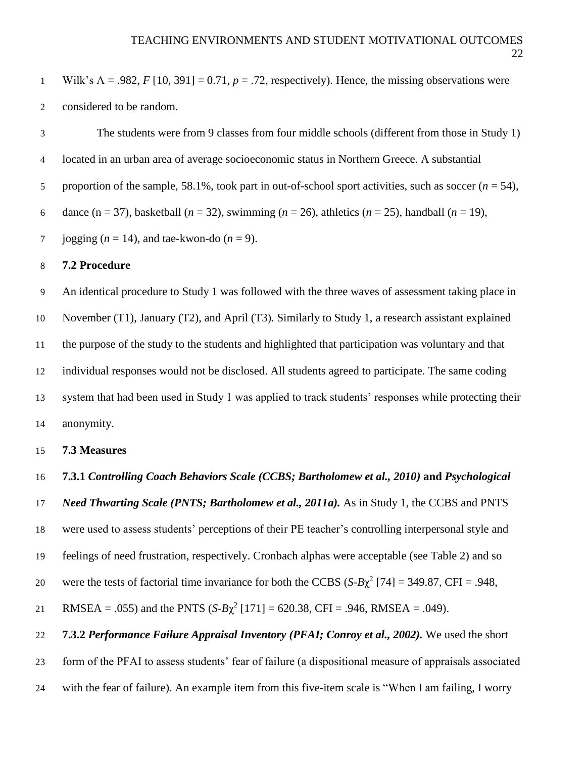Wilk's $\Lambda$ = .982, $F$ [10, 391] = 0.71, $p$ = .72, respectively). Hence, the missing observations were considered to be random.

The students were from 9 classes from four middle schools (different from those in Study 1) located in an urban area of average socioeconomic status in Northern Greece. A substantial proportion of the sample, 58.1%, took part in out-of-school sport activities, such as soccer ($n$ = 54), dance (n = 37), basketball ($n$ = 32), swimming ($n$ = 26), athletics ($n$ = 25), handball ($n$ = 19), jogging ($n$ = 14), and tae-kwon-do ($n$ = 9).

### 7.2 Procedure

An identical procedure to Study 1 was followed with the three waves of assessment taking place in November (T1), January (T2), and April (T3). Similarly to Study 1, a research assistant explained the purpose of the study to the students and highlighted that participation was voluntary and that individual responses would not be disclosed. All students agreed to participate. The same coding system that had been used in Study 1 was applied to track students' responses while protecting their anonymity.

### 7.3 Measures

**7.3.1 *Controlling Coach Behaviors Scale (CCBS; Bartholomew et al., 2010)* and *Psychological Need Thwarting Scale (PNTS; Bartholomew et al., 2011a).*** As in Study 1, the CCBS and PNTS were used to assess students' perceptions of their PE teacher's controlling interpersonal style and feelings of need frustration, respectively. Cronbach alphas were acceptable (see Table 2) and so were the tests of factorial time invariance for both the CCBS ($S\text{-}B\chi^2$ [74] = 349.87, CFI = .948, RMSEA = .055) and the PNTS ($S\text{-}B\chi^2$ [171] = 620.38, CFI = .946, RMSEA = .049).

**7.3.2 *Performance Failure Appraisal Inventory (PFAI; Conroy et al., 2002).*** We used the short form of the PFAI to assess students' fear of failure (a dispositional measure of appraisals associated with the fear of failure). An example item from this five-item scale is "When I am failing, I worry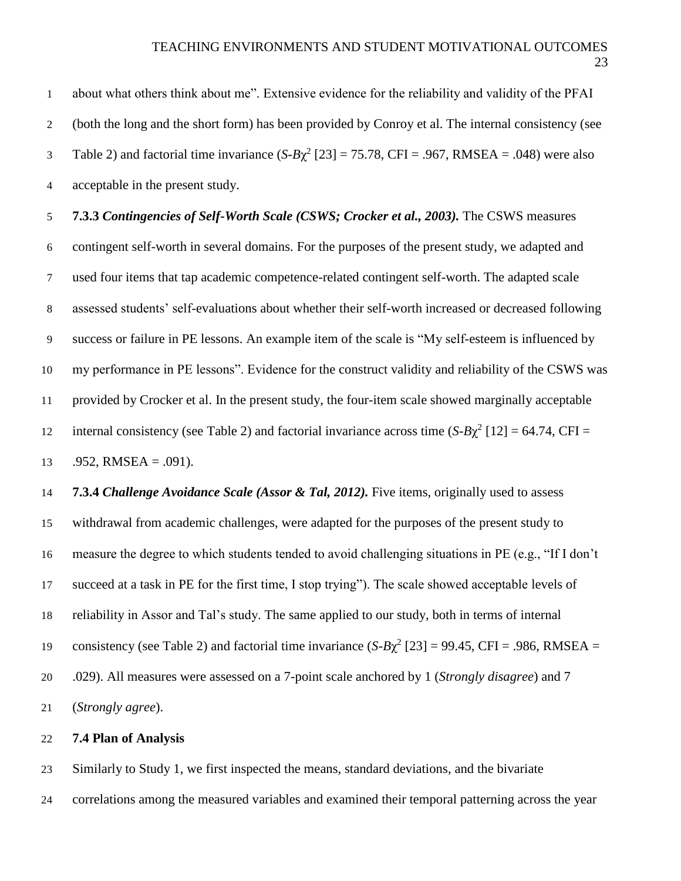about what others think about me". Extensive evidence for the reliability and validity of the PFAI (both the long and the short form) has been provided by Conroy et al. The internal consistency (see Table 2) and factorial time invariance ($S\text{-}B\chi^2$ [23] = 75.78, CFI = .967, RMSEA = .048) were also acceptable in the present study.

**7.3.3 *Contingencies of Self-Worth Scale (CSWS; Crocker et al., 2003).*** The CSWS measures contingent self-worth in several domains. For the purposes of the present study, we adapted and used four items that tap academic competence-related contingent self-worth. The adapted scale assessed students' self-evaluations about whether their self-worth increased or decreased following success or failure in PE lessons. An example item of the scale is "My self-esteem is influenced by my performance in PE lessons". Evidence for the construct validity and reliability of the CSWS was provided by Crocker et al. In the present study, the four-item scale showed marginally acceptable internal consistency (see Table 2) and factorial invariance across time ($S\text{-}B\chi^2$ [12] = 64.74, CFI = .952, RMSEA = .091).

**7.3.4 *Challenge Avoidance Scale (Assor & Tal, 2012).*** Five items, originally used to assess withdrawal from academic challenges, were adapted for the purposes of the present study to measure the degree to which students tended to avoid challenging situations in PE (e.g., "If I don't succeed at a task in PE for the first time, I stop trying"). The scale showed acceptable levels of reliability in Assor and Tal's study. The same applied to our study, both in terms of internal consistency (see Table 2) and factorial time invariance ($S\text{-}B\chi^2$ [23] = 99.45, CFI = .986, RMSEA = .029). All measures were assessed on a 7-point scale anchored by 1 (*Strongly disagree*) and 7 (*Strongly agree*).

### 7.4 Plan of Analysis

Similarly to Study 1, we first inspected the means, standard deviations, and the bivariate correlations among the measured variables and examined their temporal patterning across the year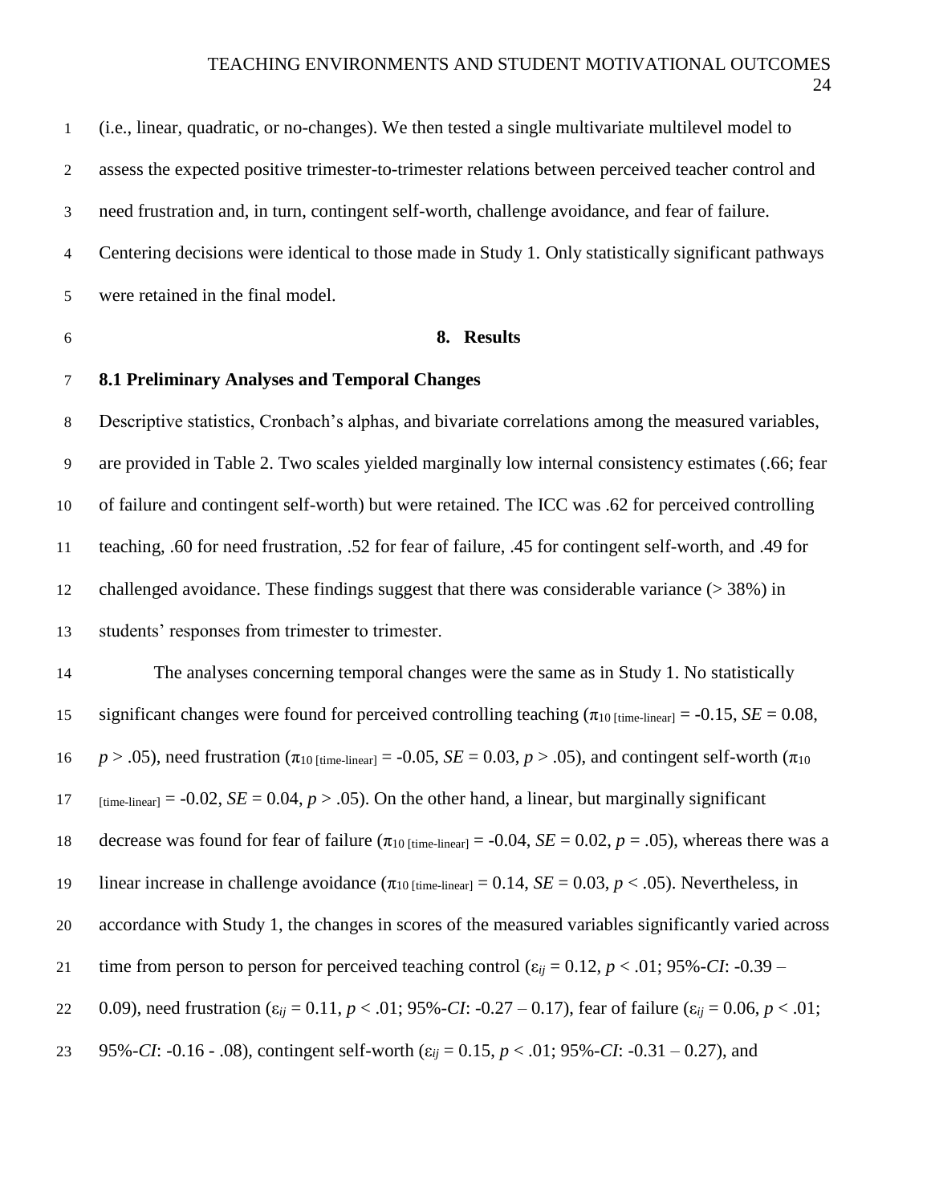(i.e., linear, quadratic, or no-changes). We then tested a single multivariate multilevel model to assess the expected positive trimester-to-trimester relations between perceived teacher control and need frustration and, in turn, contingent self-worth, challenge avoidance, and fear of failure. Centering decisions were identical to those made in Study 1. Only statistically significant pathways were retained in the final model.

## 8. Results

### 8.1 Preliminary Analyses and Temporal Changes

Descriptive statistics, Cronbach's alphas, and bivariate correlations among the measured variables, are provided in Table 2. Two scales yielded marginally low internal consistency estimates (.66; fear of failure and contingent self-worth) but were retained. The ICC was .62 for perceived controlling teaching, .60 for need frustration, .52 for fear of failure, .45 for contingent self-worth, and .49 for challenged avoidance. These findings suggest that there was considerable variance (> 38%) in students' responses from trimester to trimester.

The analyses concerning temporal changes were the same as in Study 1. No statistically significant changes were found for perceived controlling teaching ($\pi_{10\ [\text{time-linear}]} = -0.15$, $SE = 0.08$, $p > .05$), need frustration ($\pi_{10\ [\text{time-linear}]} = -0.05$, $SE = 0.03$, $p > .05$), and contingent self-worth ($\pi_{10\ [\text{time-linear}]} = -0.02$, $SE = 0.04$, $p > .05$). On the other hand, a linear, but marginally significant decrease was found for fear of failure ($\pi_{10\ [\text{time-linear}]} = -0.04$, $SE = 0.02$, $p = .05$), whereas there was a linear increase in challenge avoidance ($\pi_{10\ [\text{time-linear}]} = 0.14$, $SE = 0.03$, $p < .05$). Nevertheless, in accordance with Study 1, the changes in scores of the measured variables significantly varied across time from person to person for perceived teaching control ($\varepsilon_{ij} = 0.12$, $p < .01$; 95%-*CI*: -0.39 – 0.09), need frustration ($\varepsilon_{ij} = 0.11$, $p < .01$; 95%-*CI*: -0.27 – 0.17), fear of failure ($\varepsilon_{ij} = 0.06$, $p < .01$; 95%-*CI*: -0.16 - .08), contingent self-worth ($\varepsilon_{ij} = 0.15$, $p < .01$; 95%-*CI*: -0.31 – 0.27), and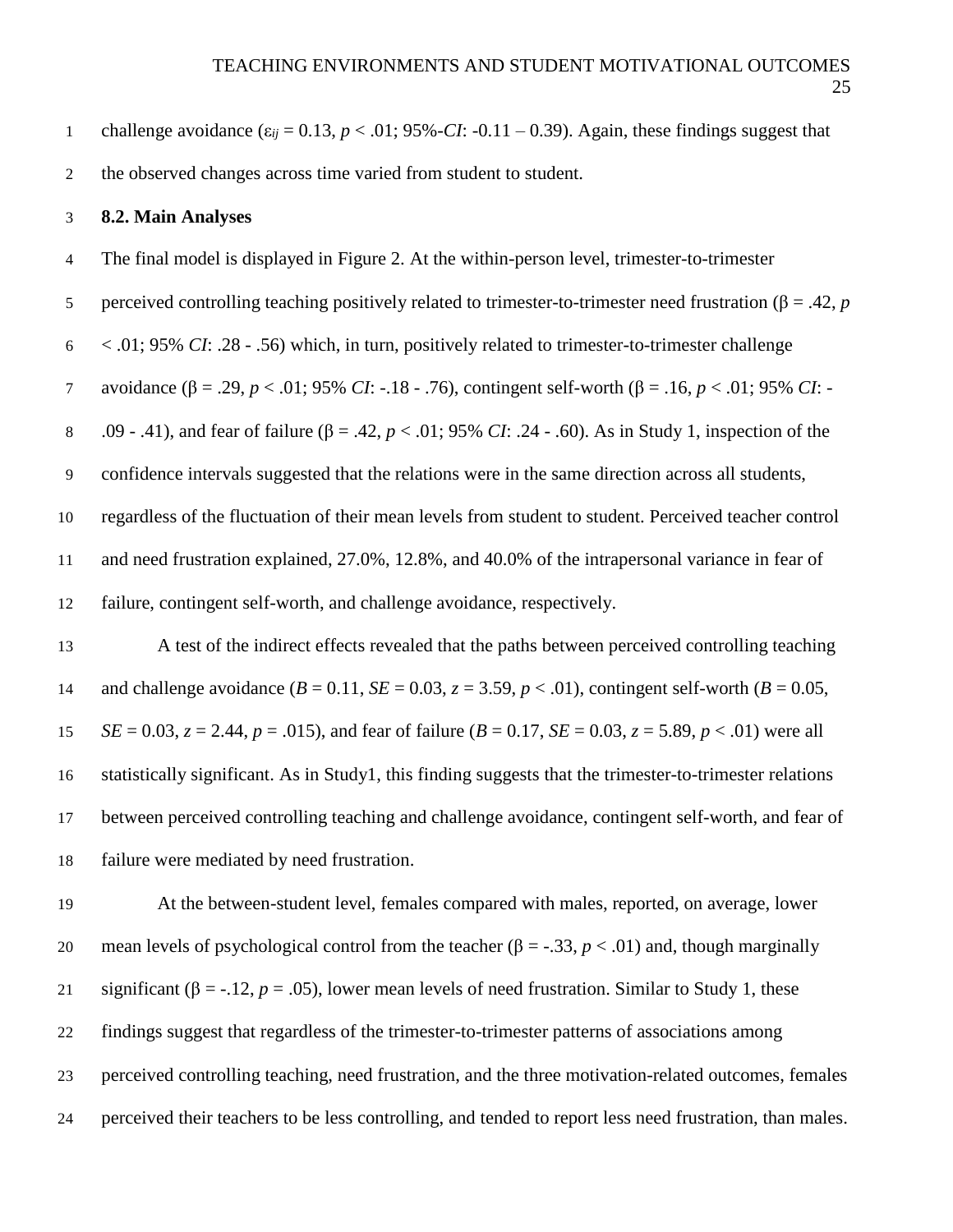challenge avoidance ($\varepsilon_{ij}$ = 0.13, $p$ < .01; 95%-*CI*: -0.11 – 0.39). Again, these findings suggest that the observed changes across time varied from student to student.

### 8.2. Main Analyses

The final model is displayed in Figure 2. At the within-person level, trimester-to-trimester perceived controlling teaching positively related to trimester-to-trimester need frustration ($\beta$ = .42, $p$ < .01; 95% *CI*: .28 - .56) which, in turn, positively related to trimester-to-trimester challenge avoidance ($\beta$ = .29, $p$ < .01; 95% *CI*: -.18 - .76), contingent self-worth ($\beta$ = .16, $p$ < .01; 95% *CI*: -.09 - .41), and fear of failure ($\beta$ = .42, $p$ < .01; 95% *CI*: .24 - .60). As in Study 1, inspection of the confidence intervals suggested that the relations were in the same direction across all students, regardless of the fluctuation of their mean levels from student to student. Perceived teacher control and need frustration explained, 27.0%, 12.8%, and 40.0% of the intrapersonal variance in fear of failure, contingent self-worth, and challenge avoidance, respectively.

A test of the indirect effects revealed that the paths between perceived controlling teaching and challenge avoidance ($B$ = 0.11, $SE$ = 0.03, $z$ = 3.59, $p$ < .01), contingent self-worth ($B$ = 0.05, $SE$ = 0.03, $z$ = 2.44, $p$ = .015), and fear of failure ($B$ = 0.17, $SE$ = 0.03, $z$ = 5.89, $p$ < .01) were all statistically significant. As in Study1, this finding suggests that the trimester-to-trimester relations between perceived controlling teaching and challenge avoidance, contingent self-worth, and fear of failure were mediated by need frustration.

At the between-student level, females compared with males, reported, on average, lower mean levels of psychological control from the teacher ($\beta$ = -.33, $p$ < .01) and, though marginally significant ($\beta$ = -.12, $p$ = .05), lower mean levels of need frustration. Similar to Study 1, these findings suggest that regardless of the trimester-to-trimester patterns of associations among perceived controlling teaching, need frustration, and the three motivation-related outcomes, females perceived their teachers to be less controlling, and tended to report less need frustration, than males.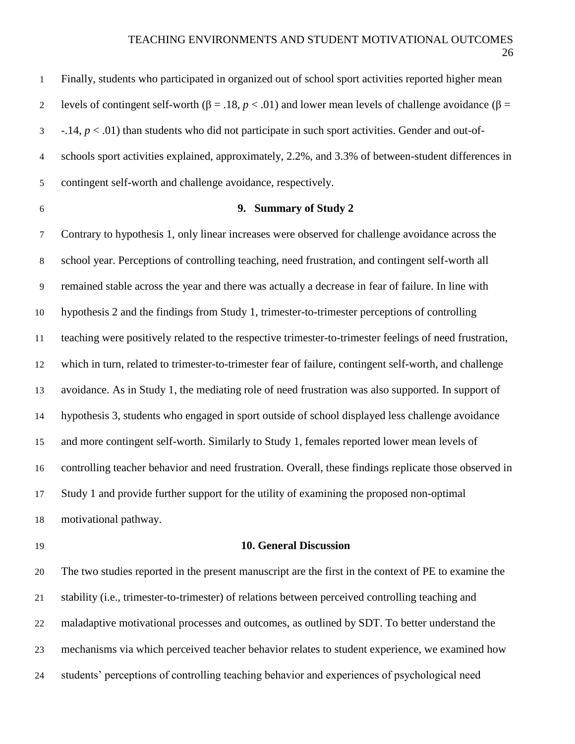Finally, students who participated in organized out of school sport activities reported higher mean levels of contingent self-worth ($\beta = .18$, $p < .01$) and lower mean levels of challenge avoidance ($\beta = -.14$, $p < .01$) than students who did not participate in such sport activities. Gender and out-of-schools sport activities explained, approximately, 2.2%, and 3.3% of between-student differences in contingent self-worth and challenge avoidance, respectively.

## 9. Summary of Study 2

Contrary to hypothesis 1, only linear increases were observed for challenge avoidance across the school year. Perceptions of controlling teaching, need frustration, and contingent self-worth all remained stable across the year and there was actually a decrease in fear of failure. In line with hypothesis 2 and the findings from Study 1, trimester-to-trimester perceptions of controlling teaching were positively related to the respective trimester-to-trimester feelings of need frustration, which in turn, related to trimester-to-trimester fear of failure, contingent self-worth, and challenge avoidance. As in Study 1, the mediating role of need frustration was also supported. In support of hypothesis 3, students who engaged in sport outside of school displayed less challenge avoidance and more contingent self-worth. Similarly to Study 1, females reported lower mean levels of controlling teacher behavior and need frustration. Overall, these findings replicate those observed in Study 1 and provide further support for the utility of examining the proposed non-optimal motivational pathway.

## 10. General Discussion

The two studies reported in the present manuscript are the first in the context of PE to examine the stability (i.e., trimester-to-trimester) of relations between perceived controlling teaching and maladaptive motivational processes and outcomes, as outlined by SDT. To better understand the mechanisms via which perceived teacher behavior relates to student experience, we examined how students' perceptions of controlling teaching behavior and experiences of psychological need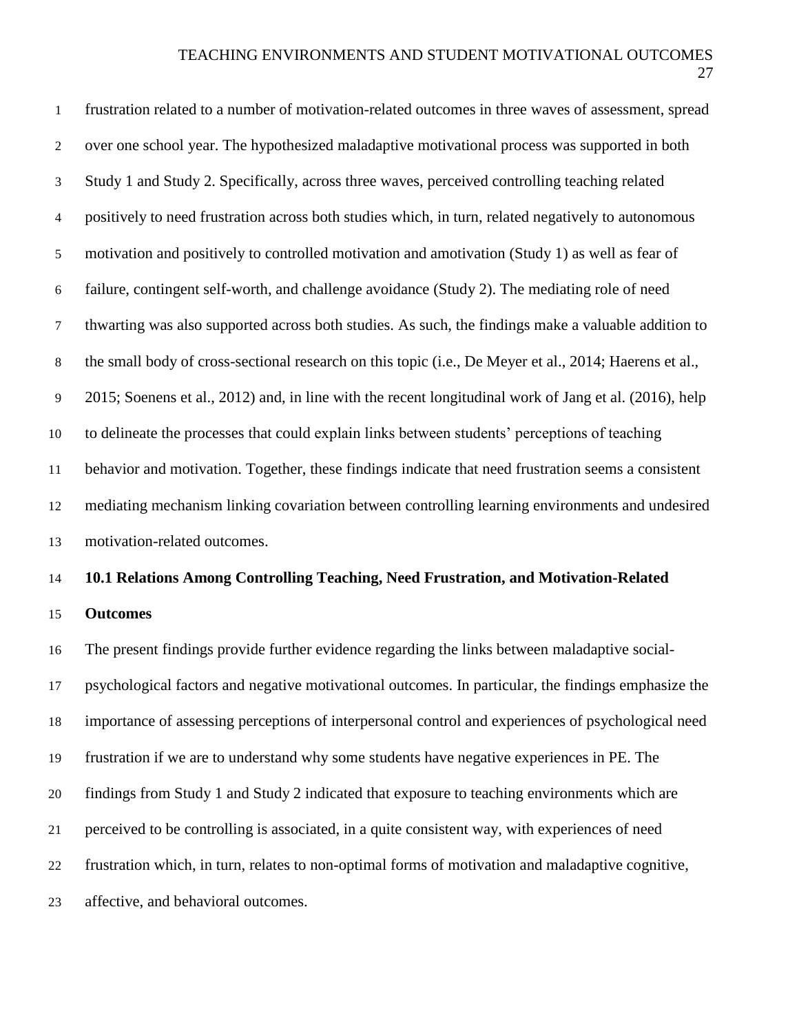frustration related to a number of motivation-related outcomes in three waves of assessment, spread over one school year. The hypothesized maladaptive motivational process was supported in both Study 1 and Study 2. Specifically, across three waves, perceived controlling teaching related positively to need frustration across both studies which, in turn, related negatively to autonomous motivation and positively to controlled motivation and amotivation (Study 1) as well as fear of failure, contingent self-worth, and challenge avoidance (Study 2). The mediating role of need thwarting was also supported across both studies. As such, the findings make a valuable addition to the small body of cross-sectional research on this topic (i.e., De Meyer et al., 2014; Haerens et al., 2015; Soenens et al., 2012) and, in line with the recent longitudinal work of Jang et al. (2016), help to delineate the processes that could explain links between students' perceptions of teaching behavior and motivation. Together, these findings indicate that need frustration seems a consistent mediating mechanism linking covariation between controlling learning environments and undesired motivation-related outcomes.

## 10.1 Relations Among Controlling Teaching, Need Frustration, and Motivation-Related Outcomes

The present findings provide further evidence regarding the links between maladaptive social-psychological factors and negative motivational outcomes. In particular, the findings emphasize the importance of assessing perceptions of interpersonal control and experiences of psychological need frustration if we are to understand why some students have negative experiences in PE. The findings from Study 1 and Study 2 indicated that exposure to teaching environments which are perceived to be controlling is associated, in a quite consistent way, with experiences of need frustration which, in turn, relates to non-optimal forms of motivation and maladaptive cognitive, affective, and behavioral outcomes.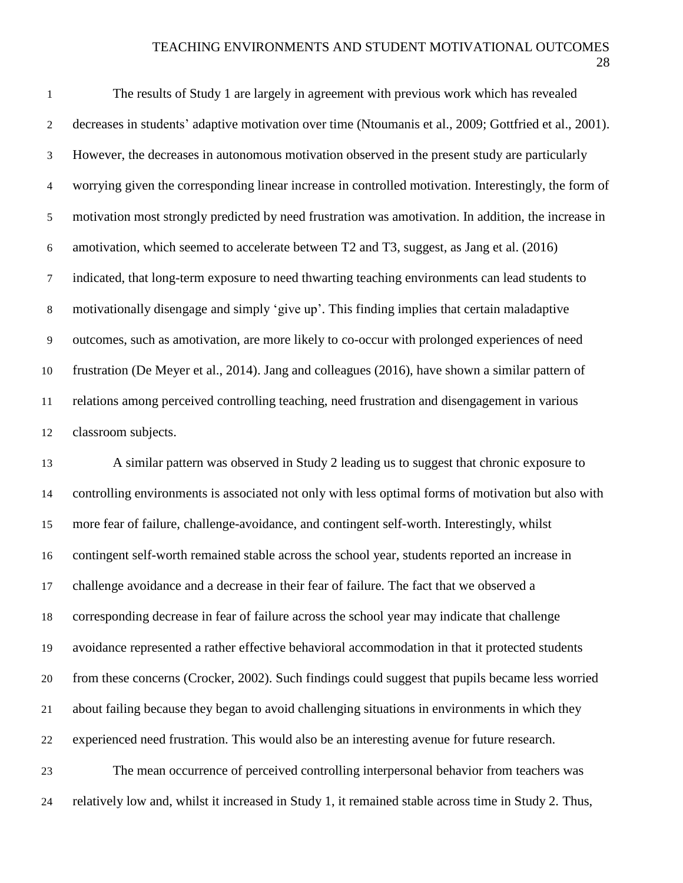The results of Study 1 are largely in agreement with previous work which has revealed decreases in students' adaptive motivation over time (Ntoumanis et al., 2009; Gottfried et al., 2001). However, the decreases in autonomous motivation observed in the present study are particularly worrying given the corresponding linear increase in controlled motivation. Interestingly, the form of motivation most strongly predicted by need frustration was amotivation. In addition, the increase in amotivation, which seemed to accelerate between T2 and T3, suggest, as Jang et al. (2016) indicated, that long-term exposure to need thwarting teaching environments can lead students to motivationally disengage and simply 'give up'. This finding implies that certain maladaptive outcomes, such as amotivation, are more likely to co-occur with prolonged experiences of need frustration (De Meyer et al., 2014). Jang and colleagues (2016), have shown a similar pattern of relations among perceived controlling teaching, need frustration and disengagement in various classroom subjects.

A similar pattern was observed in Study 2 leading us to suggest that chronic exposure to controlling environments is associated not only with less optimal forms of motivation but also with more fear of failure, challenge-avoidance, and contingent self-worth. Interestingly, whilst contingent self-worth remained stable across the school year, students reported an increase in challenge avoidance and a decrease in their fear of failure. The fact that we observed a corresponding decrease in fear of failure across the school year may indicate that challenge avoidance represented a rather effective behavioral accommodation in that it protected students from these concerns (Crocker, 2002). Such findings could suggest that pupils became less worried about failing because they began to avoid challenging situations in environments in which they experienced need frustration. This would also be an interesting avenue for future research.

The mean occurrence of perceived controlling interpersonal behavior from teachers was relatively low and, whilst it increased in Study 1, it remained stable across time in Study 2. Thus,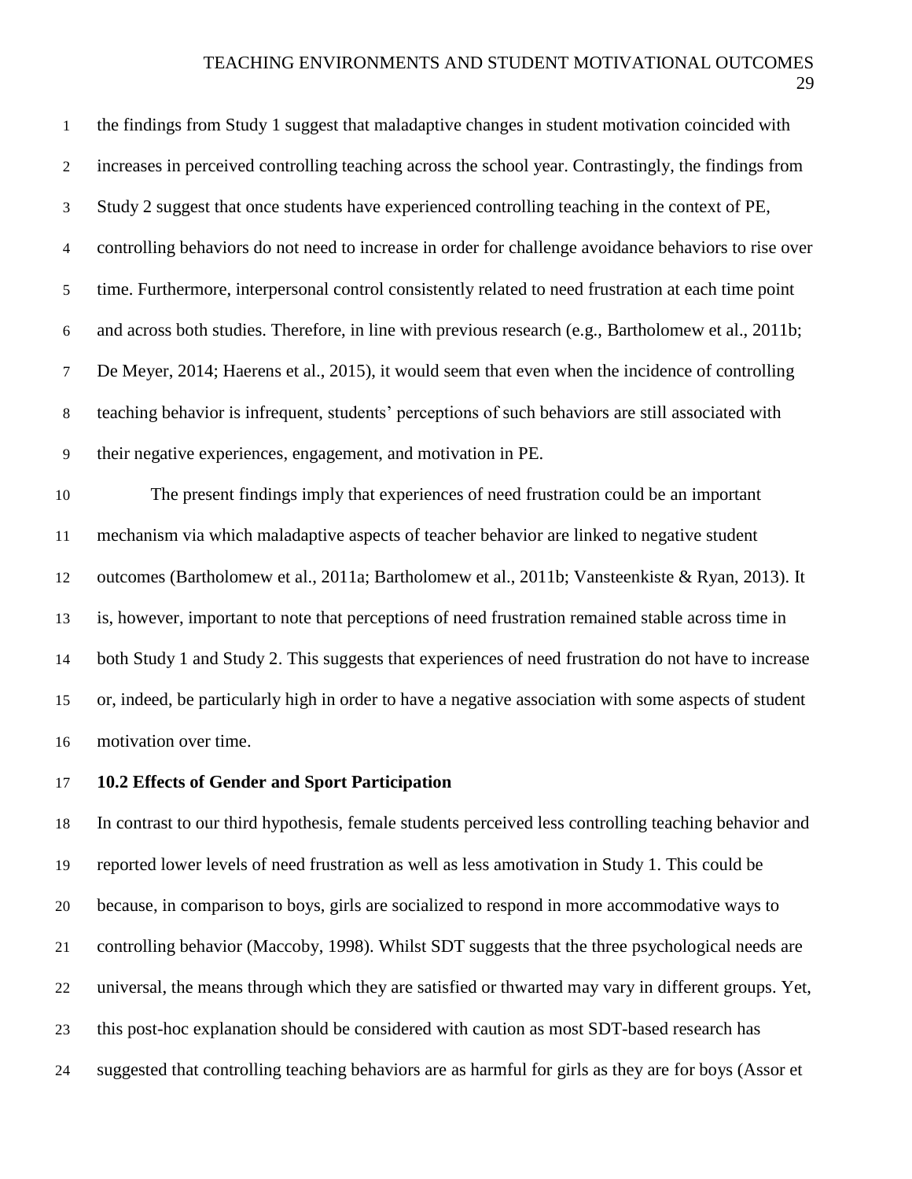the findings from Study 1 suggest that maladaptive changes in student motivation coincided with increases in perceived controlling teaching across the school year. Contrastingly, the findings from Study 2 suggest that once students have experienced controlling teaching in the context of PE, controlling behaviors do not need to increase in order for challenge avoidance behaviors to rise over time. Furthermore, interpersonal control consistently related to need frustration at each time point and across both studies. Therefore, in line with previous research (e.g., Bartholomew et al., 2011b; De Meyer, 2014; Haerens et al., 2015), it would seem that even when the incidence of controlling teaching behavior is infrequent, students' perceptions of such behaviors are still associated with their negative experiences, engagement, and motivation in PE.

The present findings imply that experiences of need frustration could be an important mechanism via which maladaptive aspects of teacher behavior are linked to negative student outcomes (Bartholomew et al., 2011a; Bartholomew et al., 2011b; Vansteenkiste & Ryan, 2013). It is, however, important to note that perceptions of need frustration remained stable across time in both Study 1 and Study 2. This suggests that experiences of need frustration do not have to increase or, indeed, be particularly high in order to have a negative association with some aspects of student motivation over time.

## 10.2 Effects of Gender and Sport Participation

In contrast to our third hypothesis, female students perceived less controlling teaching behavior and reported lower levels of need frustration as well as less amotivation in Study 1. This could be because, in comparison to boys, girls are socialized to respond in more accommodative ways to controlling behavior (Maccoby, 1998). Whilst SDT suggests that the three psychological needs are universal, the means through which they are satisfied or thwarted may vary in different groups. Yet, this post-hoc explanation should be considered with caution as most SDT-based research has suggested that controlling teaching behaviors are as harmful for girls as they are for boys (Assor et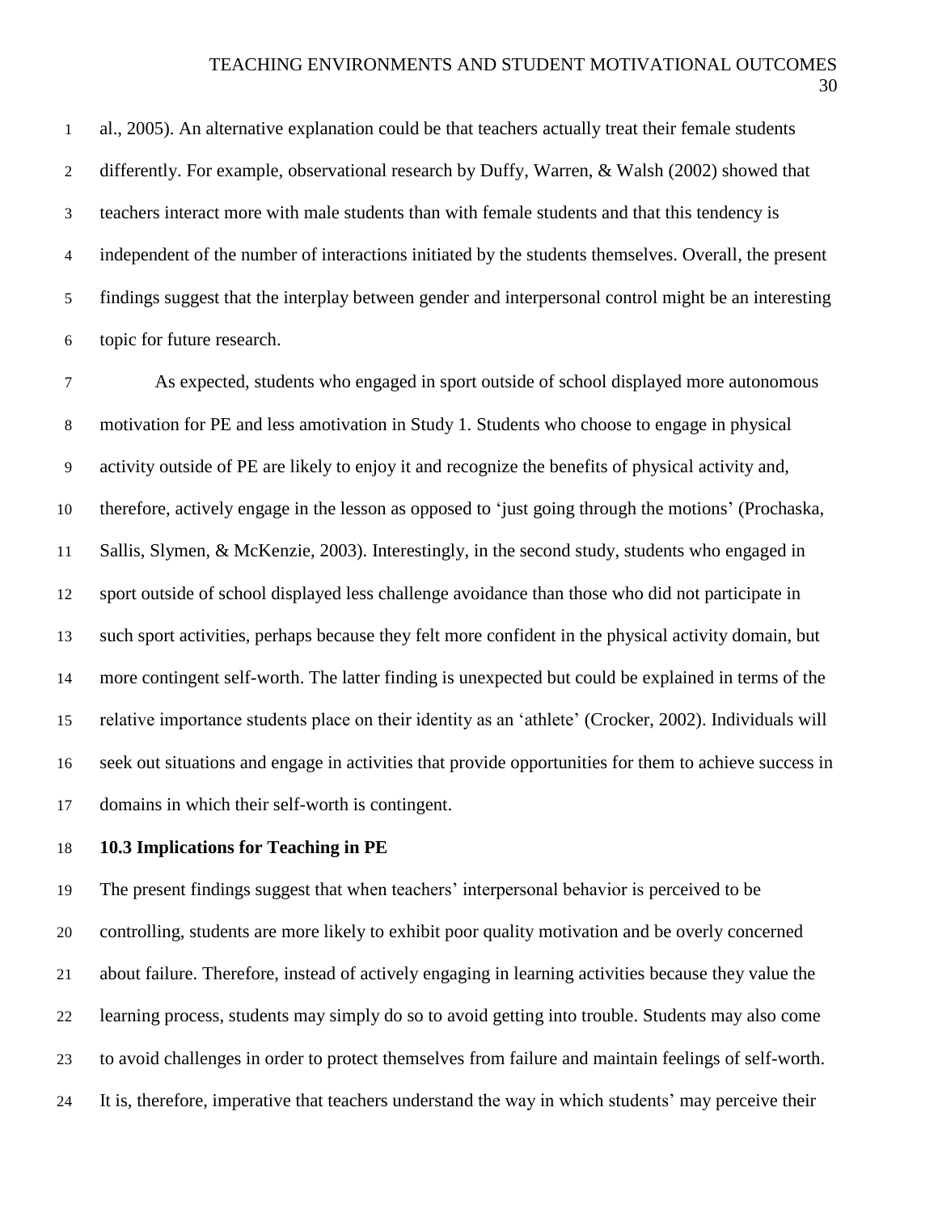al., 2005). An alternative explanation could be that teachers actually treat their female students differently. For example, observational research by Duffy, Warren, & Walsh (2002) showed that teachers interact more with male students than with female students and that this tendency is independent of the number of interactions initiated by the students themselves. Overall, the present findings suggest that the interplay between gender and interpersonal control might be an interesting topic for future research.

As expected, students who engaged in sport outside of school displayed more autonomous motivation for PE and less amotivation in Study 1. Students who choose to engage in physical activity outside of PE are likely to enjoy it and recognize the benefits of physical activity and, therefore, actively engage in the lesson as opposed to 'just going through the motions' (Prochaska, Sallis, Slymen, & McKenzie, 2003). Interestingly, in the second study, students who engaged in sport outside of school displayed less challenge avoidance than those who did not participate in such sport activities, perhaps because they felt more confident in the physical activity domain, but more contingent self-worth. The latter finding is unexpected but could be explained in terms of the relative importance students place on their identity as an 'athlete' (Crocker, 2002). Individuals will seek out situations and engage in activities that provide opportunities for them to achieve success in domains in which their self-worth is contingent.

### 10.3 Implications for Teaching in PE

The present findings suggest that when teachers' interpersonal behavior is perceived to be controlling, students are more likely to exhibit poor quality motivation and be overly concerned about failure. Therefore, instead of actively engaging in learning activities because they value the learning process, students may simply do so to avoid getting into trouble. Students may also come to avoid challenges in order to protect themselves from failure and maintain feelings of self-worth. It is, therefore, imperative that teachers understand the way in which students' may perceive their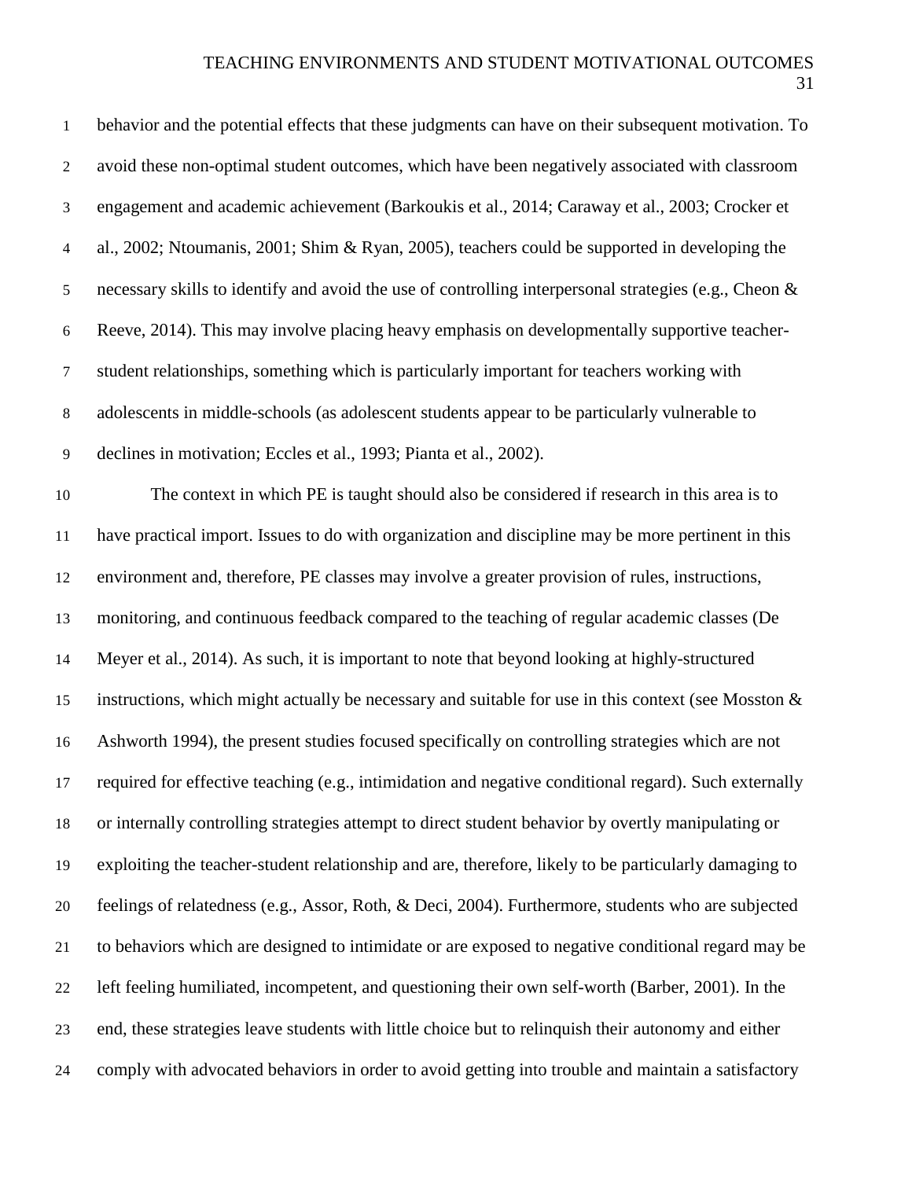behavior and the potential effects that these judgments can have on their subsequent motivation. To avoid these non-optimal student outcomes, which have been negatively associated with classroom engagement and academic achievement (Barkoukis et al., 2014; Caraway et al., 2003; Crocker et al., 2002; Ntoumanis, 2001; Shim & Ryan, 2005), teachers could be supported in developing the necessary skills to identify and avoid the use of controlling interpersonal strategies (e.g., Cheon & Reeve, 2014). This may involve placing heavy emphasis on developmentally supportive teacher-student relationships, something which is particularly important for teachers working with adolescents in middle-schools (as adolescent students appear to be particularly vulnerable to declines in motivation; Eccles et al., 1993; Pianta et al., 2002).

The context in which PE is taught should also be considered if research in this area is to have practical import. Issues to do with organization and discipline may be more pertinent in this environment and, therefore, PE classes may involve a greater provision of rules, instructions, monitoring, and continuous feedback compared to the teaching of regular academic classes (De Meyer et al., 2014). As such, it is important to note that beyond looking at highly-structured instructions, which might actually be necessary and suitable for use in this context (see Mosston & Ashworth 1994), the present studies focused specifically on controlling strategies which are not required for effective teaching (e.g., intimidation and negative conditional regard). Such externally or internally controlling strategies attempt to direct student behavior by overtly manipulating or exploiting the teacher-student relationship and are, therefore, likely to be particularly damaging to feelings of relatedness (e.g., Assor, Roth, & Deci, 2004). Furthermore, students who are subjected to behaviors which are designed to intimidate or are exposed to negative conditional regard may be left feeling humiliated, incompetent, and questioning their own self-worth (Barber, 2001). In the end, these strategies leave students with little choice but to relinquish their autonomy and either comply with advocated behaviors in order to avoid getting into trouble and maintain a satisfactory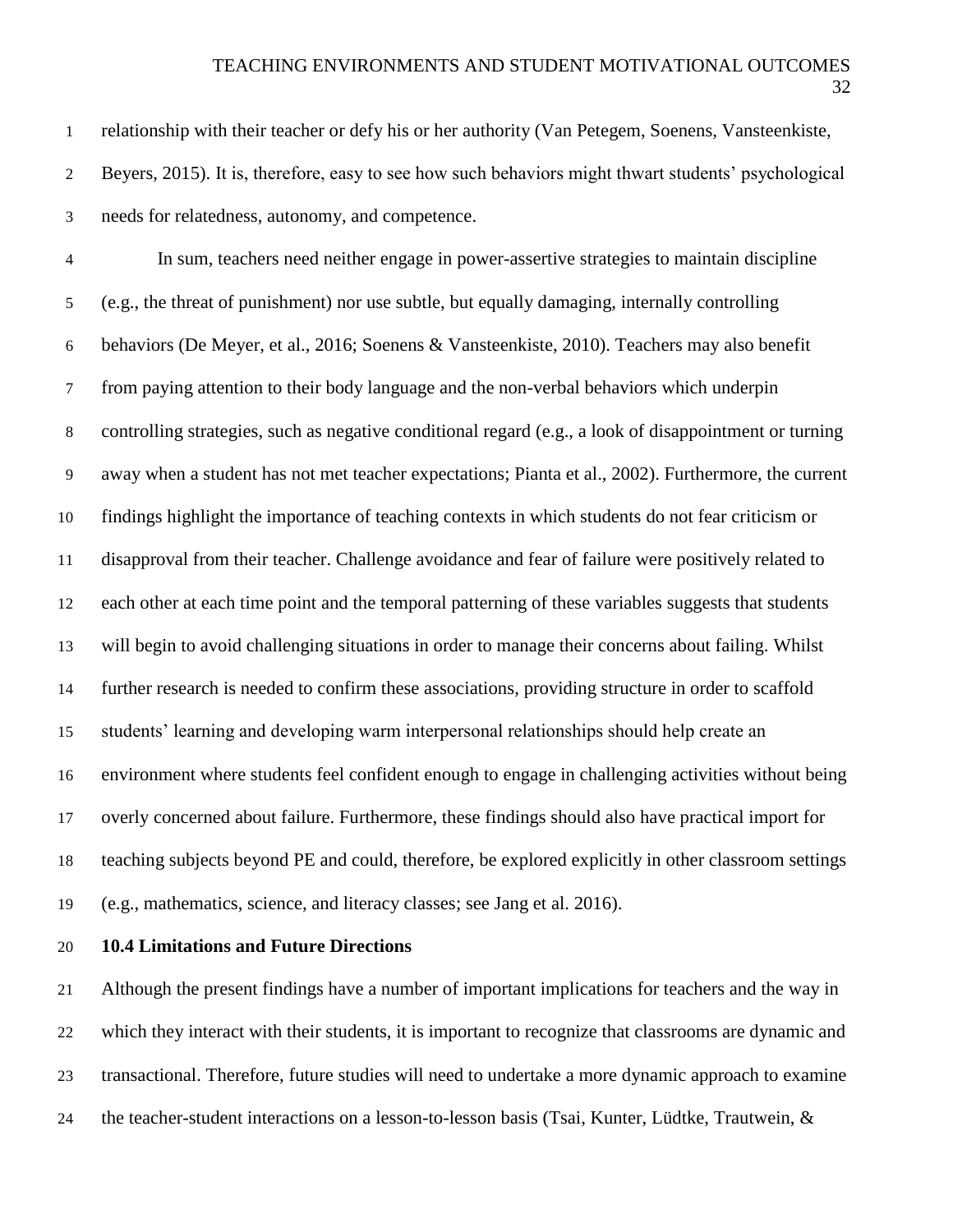relationship with their teacher or defy his or her authority (Van Petegem, Soenens, Vansteenkiste, Beyers, 2015). It is, therefore, easy to see how such behaviors might thwart students' psychological needs for relatedness, autonomy, and competence.

In sum, teachers need neither engage in power-assertive strategies to maintain discipline (e.g., the threat of punishment) nor use subtle, but equally damaging, internally controlling behaviors (De Meyer, et al., 2016; Soenens & Vansteenkiste, 2010). Teachers may also benefit from paying attention to their body language and the non-verbal behaviors which underpin controlling strategies, such as negative conditional regard (e.g., a look of disappointment or turning away when a student has not met teacher expectations; Pianta et al., 2002). Furthermore, the current findings highlight the importance of teaching contexts in which students do not fear criticism or disapproval from their teacher. Challenge avoidance and fear of failure were positively related to each other at each time point and the temporal patterning of these variables suggests that students will begin to avoid challenging situations in order to manage their concerns about failing. Whilst further research is needed to confirm these associations, providing structure in order to scaffold students' learning and developing warm interpersonal relationships should help create an environment where students feel confident enough to engage in challenging activities without being overly concerned about failure. Furthermore, these findings should also have practical import for teaching subjects beyond PE and could, therefore, be explored explicitly in other classroom settings (e.g., mathematics, science, and literacy classes; see Jang et al. 2016).

### 10.4 Limitations and Future Directions

Although the present findings have a number of important implications for teachers and the way in which they interact with their students, it is important to recognize that classrooms are dynamic and transactional. Therefore, future studies will need to undertake a more dynamic approach to examine the teacher-student interactions on a lesson-to-lesson basis (Tsai, Kunter, Lüdtke, Trautwein, &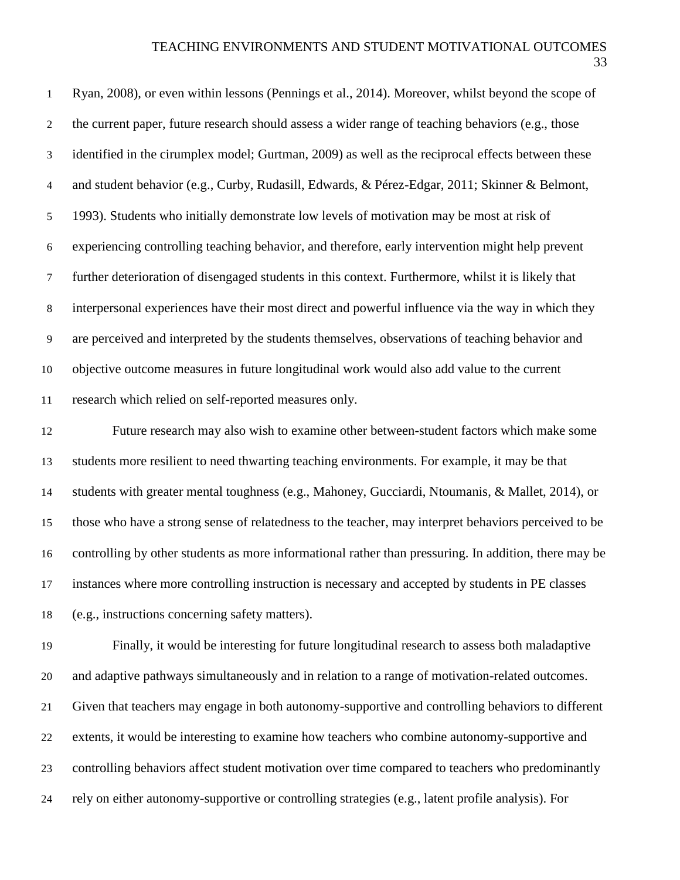Ryan, 2008), or even within lessons (Pennings et al., 2014). Moreover, whilst beyond the scope of the current paper, future research should assess a wider range of teaching behaviors (e.g., those identified in the cirumplex model; Gurtman, 2009) as well as the reciprocal effects between these and student behavior (e.g., Curby, Rudasill, Edwards, & Pérez-Edgar, 2011; Skinner & Belmont, 1993). Students who initially demonstrate low levels of motivation may be most at risk of experiencing controlling teaching behavior, and therefore, early intervention might help prevent further deterioration of disengaged students in this context. Furthermore, whilst it is likely that interpersonal experiences have their most direct and powerful influence via the way in which they are perceived and interpreted by the students themselves, observations of teaching behavior and objective outcome measures in future longitudinal work would also add value to the current research which relied on self-reported measures only.

Future research may also wish to examine other between-student factors which make some students more resilient to need thwarting teaching environments. For example, it may be that students with greater mental toughness (e.g., Mahoney, Gucciardi, Ntoumanis, & Mallet, 2014), or those who have a strong sense of relatedness to the teacher, may interpret behaviors perceived to be controlling by other students as more informational rather than pressuring. In addition, there may be instances where more controlling instruction is necessary and accepted by students in PE classes (e.g., instructions concerning safety matters).

Finally, it would be interesting for future longitudinal research to assess both maladaptive and adaptive pathways simultaneously and in relation to a range of motivation-related outcomes. Given that teachers may engage in both autonomy-supportive and controlling behaviors to different extents, it would be interesting to examine how teachers who combine autonomy-supportive and controlling behaviors affect student motivation over time compared to teachers who predominantly rely on either autonomy-supportive or controlling strategies (e.g., latent profile analysis). For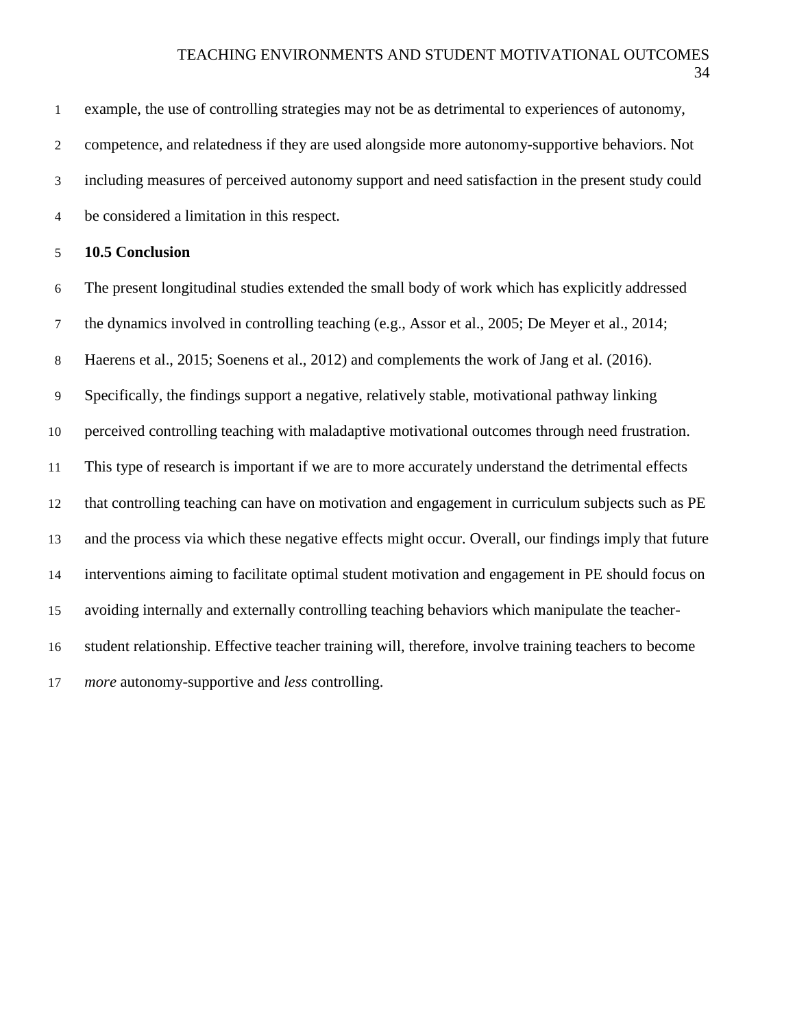example, the use of controlling strategies may not be as detrimental to experiences of autonomy, competence, and relatedness if they are used alongside more autonomy-supportive behaviors. Not including measures of perceived autonomy support and need satisfaction in the present study could be considered a limitation in this respect.

## 10.5 Conclusion

The present longitudinal studies extended the small body of work which has explicitly addressed the dynamics involved in controlling teaching (e.g., Assor et al., 2005; De Meyer et al., 2014; Haerens et al., 2015; Soenens et al., 2012) and complements the work of Jang et al. (2016). Specifically, the findings support a negative, relatively stable, motivational pathway linking perceived controlling teaching with maladaptive motivational outcomes through need frustration. This type of research is important if we are to more accurately understand the detrimental effects that controlling teaching can have on motivation and engagement in curriculum subjects such as PE and the process via which these negative effects might occur. Overall, our findings imply that future interventions aiming to facilitate optimal student motivation and engagement in PE should focus on avoiding internally and externally controlling teaching behaviors which manipulate the teacher-student relationship. Effective teacher training will, therefore, involve training teachers to become *more* autonomy-supportive and *less* controlling.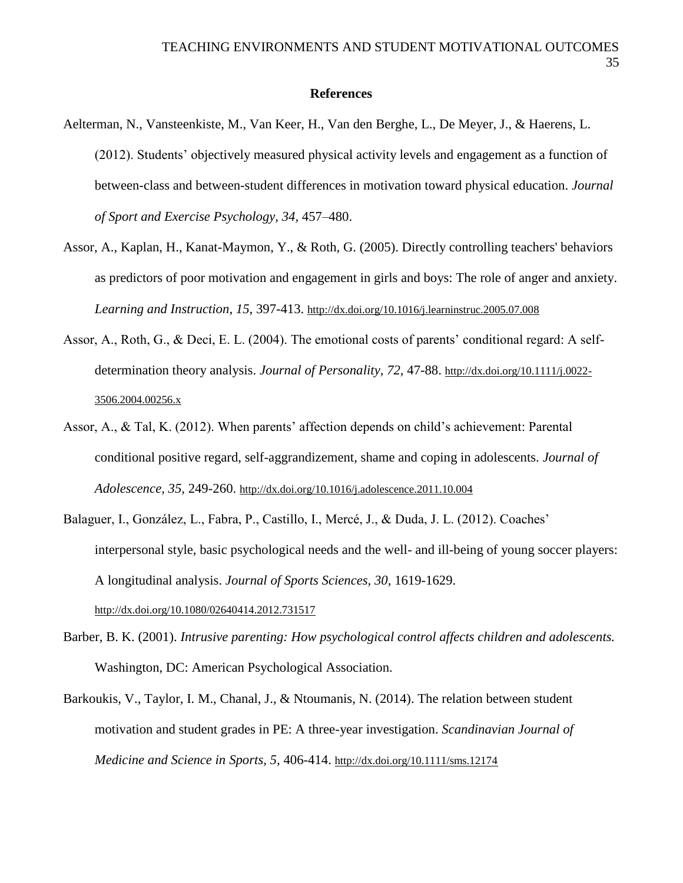**References**

Aelterman, N., Vansteenkiste, M., Van Keer, H., Van den Berghe, L., De Meyer, J., & Haerens, L. (2012). Students' objectively measured physical activity levels and engagement as a function of between-class and between-student differences in motivation toward physical education. *Journal of Sport and Exercise Psychology, 34,* 457–480.

Assor, A., Kaplan, H., Kanat-Maymon, Y., & Roth, G. (2005). Directly controlling teachers' behaviors as predictors of poor motivation and engagement in girls and boys: The role of anger and anxiety. *Learning and Instruction, 15,* 397-413. http://dx.doi.org/10.1016/j.learninstruc.2005.07.008

Assor, A., Roth, G., & Deci, E. L. (2004). The emotional costs of parents' conditional regard: A self-determination theory analysis. *Journal of Personality, 72,* 47-88. http://dx.doi.org/10.1111/j.0022-3506.2004.00256.x

Assor, A., & Tal, K. (2012). When parents' affection depends on child's achievement: Parental conditional positive regard, self-aggrandizement, shame and coping in adolescents. *Journal of Adolescence, 35,* 249-260. http://dx.doi.org/10.1016/j.adolescence.2011.10.004

Balaguer, I., González, L., Fabra, P., Castillo, I., Mercé, J., & Duda, J. L. (2012). Coaches' interpersonal style, basic psychological needs and the well- and ill-being of young soccer players: A longitudinal analysis. *Journal of Sports Sciences, 30,* 1619-1629. http://dx.doi.org/10.1080/02640414.2012.731517

Barber, B. K. (2001). *Intrusive parenting: How psychological control affects children and adolescents.* Washington, DC: American Psychological Association.

Barkoukis, V., Taylor, I. M., Chanal, J., & Ntoumanis, N. (2014). The relation between student motivation and student grades in PE: A three-year investigation. *Scandinavian Journal of Medicine and Science in Sports, 5,* 406-414. http://dx.doi.org/10.1111/sms.12174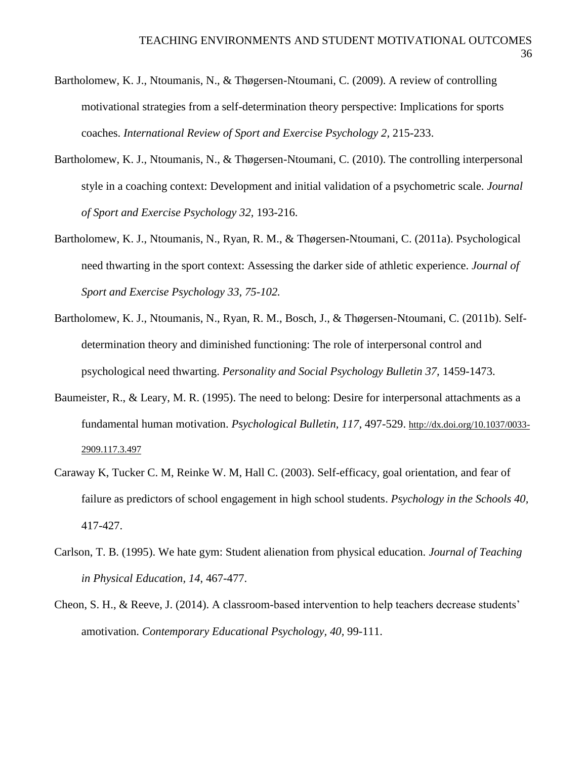Bartholomew, K. J., Ntoumanis, N., & Thøgersen-Ntoumani, C. (2009). A review of controlling motivational strategies from a self-determination theory perspective: Implications for sports coaches. *International Review of Sport and Exercise Psychology 2*, 215-233.

Bartholomew, K. J., Ntoumanis, N., & Thøgersen-Ntoumani, C. (2010). The controlling interpersonal style in a coaching context: Development and initial validation of a psychometric scale. *Journal of Sport and Exercise Psychology 32*, 193-216.

Bartholomew, K. J., Ntoumanis, N., Ryan, R. M., & Thøgersen-Ntoumani, C. (2011a). Psychological need thwarting in the sport context: Assessing the darker side of athletic experience. *Journal of Sport and Exercise Psychology 33, 75-102.*

Bartholomew, K. J., Ntoumanis, N., Ryan, R. M., Bosch, J., & Thøgersen-Ntoumani, C. (2011b). Self-determination theory and diminished functioning: The role of interpersonal control and psychological need thwarting. *Personality and Social Psychology Bulletin 37*, 1459-1473.

Baumeister, R., & Leary, M. R. (1995). The need to belong: Desire for interpersonal attachments as a fundamental human motivation. *Psychological Bulletin, 117*, 497-529. http://dx.doi.org/10.1037/0033-2909.117.3.497

Caraway K, Tucker C. M, Reinke W. M, Hall C. (2003). Self-efficacy, goal orientation, and fear of failure as predictors of school engagement in high school students. *Psychology in the Schools 40*, 417-427.

Carlson, T. B. (1995). We hate gym: Student alienation from physical education. *Journal of Teaching in Physical Education, 14*, 467-477.

Cheon, S. H., & Reeve, J. (2014). A classroom-based intervention to help teachers decrease students' amotivation. *Contemporary Educational Psychology, 40*, 99-111.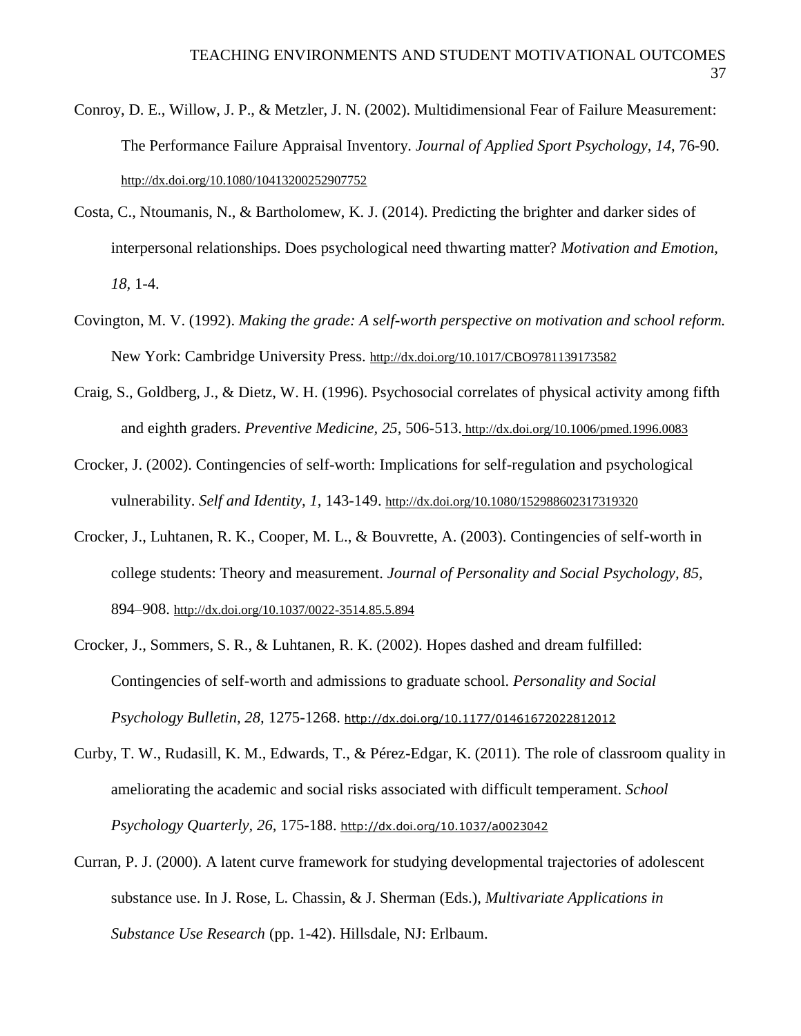Conroy, D. E., Willow, J. P., & Metzler, J. N. (2002). Multidimensional Fear of Failure Measurement: The Performance Failure Appraisal Inventory. *Journal of Applied Sport Psychology, 14*, 76-90. http://dx.doi.org/10.1080/10413200252907752

Costa, C., Ntoumanis, N., & Bartholomew, K. J. (2014). Predicting the brighter and darker sides of interpersonal relationships. Does psychological need thwarting matter? *Motivation and Emotion, 18*, 1-4.

Covington, M. V. (1992). *Making the grade: A self-worth perspective on motivation and school reform.* New York: Cambridge University Press. http://dx.doi.org/10.1017/CBO9781139173582

Craig, S., Goldberg, J., & Dietz, W. H. (1996). Psychosocial correlates of physical activity among fifth and eighth graders. *Preventive Medicine, 25*, 506-513. http://dx.doi.org/10.1006/pmed.1996.0083

Crocker, J. (2002). Contingencies of self-worth: Implications for self-regulation and psychological vulnerability. *Self and Identity, 1,* 143-149. http://dx.doi.org/10.1080/152988602317319320

Crocker, J., Luhtanen, R. K., Cooper, M. L., & Bouvrette, A. (2003). Contingencies of self-worth in college students: Theory and measurement. *Journal of Personality and Social Psychology, 85,* 894–908. http://dx.doi.org/10.1037/0022-3514.85.5.894

Crocker, J., Sommers, S. R., & Luhtanen, R. K. (2002). Hopes dashed and dream fulfilled: Contingencies of self-worth and admissions to graduate school. *Personality and Social Psychology Bulletin, 28,* 1275-1268. http://dx.doi.org/10.1177/01461672022812012

Curby, T. W., Rudasill, K. M., Edwards, T., & Pérez-Edgar, K. (2011). The role of classroom quality in ameliorating the academic and social risks associated with difficult temperament. *School Psychology Quarterly, 26,* 175-188. http://dx.doi.org/10.1037/a0023042

Curran, P. J. (2000). A latent curve framework for studying developmental trajectories of adolescent substance use. In J. Rose, L. Chassin, & J. Sherman (Eds.), *Multivariate Applications in Substance Use Research* (pp. 1-42). Hillsdale, NJ: Erlbaum.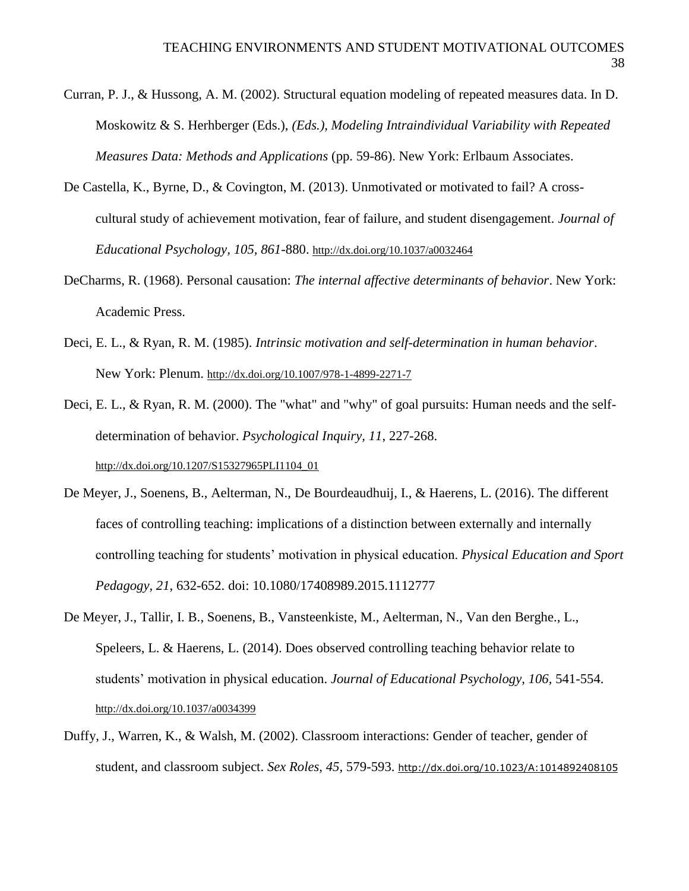Curran, P. J., & Hussong, A. M. (2002). Structural equation modeling of repeated measures data. In D. Moskowitz & S. Herhberger (Eds.), *(Eds.), Modeling Intraindividual Variability with Repeated Measures Data: Methods and Applications* (pp. 59-86). New York: Erlbaum Associates.

De Castella, K., Byrne, D., & Covington, M. (2013). Unmotivated or motivated to fail? A cross-cultural study of achievement motivation, fear of failure, and student disengagement. *Journal of Educational Psychology, 105, 861*-880. http://dx.doi.org/10.1037/a0032464

DeCharms, R. (1968). Personal causation: *The internal affective determinants of behavior*. New York: Academic Press.

Deci, E. L., & Ryan, R. M. (1985). *Intrinsic motivation and self-determination in human behavior*. New York: Plenum. http://dx.doi.org/10.1007/978-1-4899-2271-7

Deci, E. L., & Ryan, R. M. (2000). The "what" and "why" of goal pursuits: Human needs and the self-determination of behavior. *Psychological Inquiry, 11*, 227-268. http://dx.doi.org/10.1207/S15327965PLI1104_01

De Meyer, J., Soenens, B., Aelterman, N., De Bourdeaudhuij, I., & Haerens, L. (2016). The different faces of controlling teaching: implications of a distinction between externally and internally controlling teaching for students' motivation in physical education. *Physical Education and Sport Pedagogy, 21*, 632-652. doi: 10.1080/17408989.2015.1112777

De Meyer, J., Tallir, I. B., Soenens, B., Vansteenkiste, M., Aelterman, N., Van den Berghe., L., Speleers, L. & Haerens, L. (2014). Does observed controlling teaching behavior relate to students' motivation in physical education. *Journal of Educational Psychology, 106*, 541-554. http://dx.doi.org/10.1037/a0034399

Duffy, J., Warren, K., & Walsh, M. (2002). Classroom interactions: Gender of teacher, gender of student, and classroom subject. *Sex Roles, 45*, 579-593. http://dx.doi.org/10.1023/A:1014892408105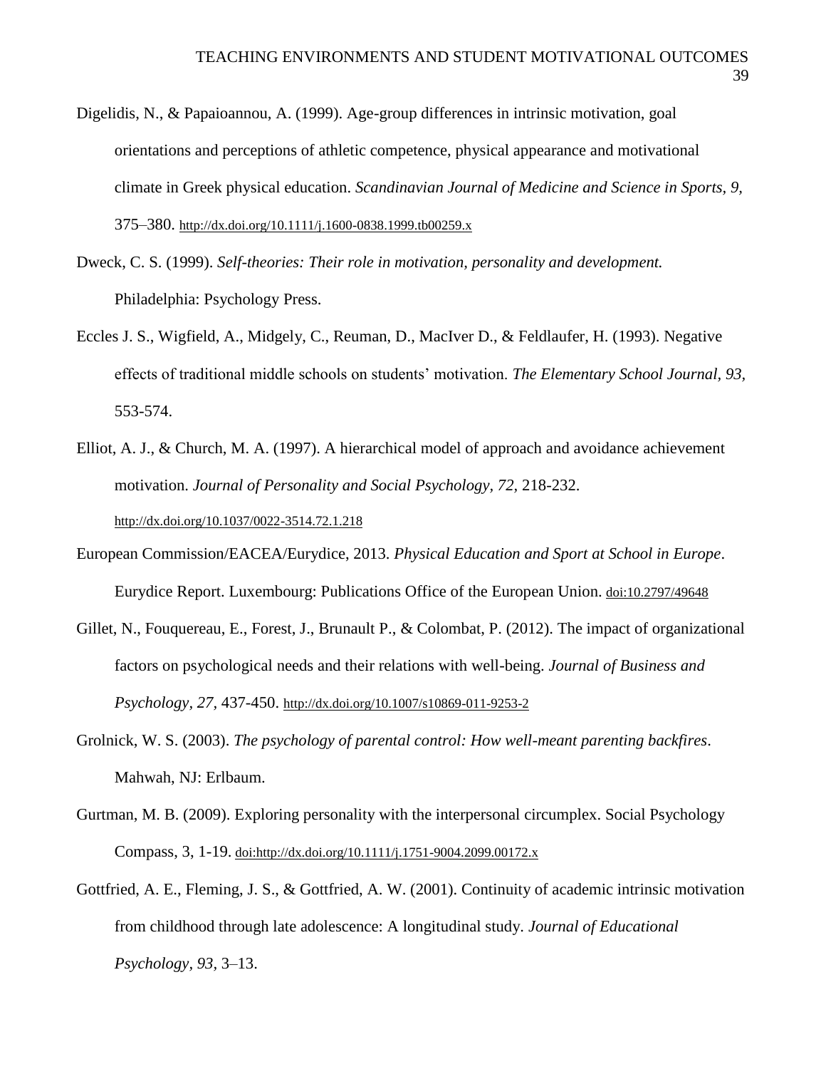Digelidis, N., & Papaioannou, A. (1999). Age-group differences in intrinsic motivation, goal orientations and perceptions of athletic competence, physical appearance and motivational climate in Greek physical education. *Scandinavian Journal of Medicine and Science in Sports, 9,* 375–380. http://dx.doi.org/10.1111/j.1600-0838.1999.tb00259.x

Dweck, C. S. (1999). *Self-theories: Their role in motivation, personality and development.* Philadelphia: Psychology Press.

Eccles J. S., Wigfield, A., Midgely, C., Reuman, D., MacIver D., & Feldlaufer, H. (1993). Negative effects of traditional middle schools on students' motivation. *The Elementary School Journal, 93,* 553-574.

Elliot, A. J., & Church, M. A. (1997). A hierarchical model of approach and avoidance achievement motivation. *Journal of Personality and Social Psychology, 72,* 218-232. http://dx.doi.org/10.1037/0022-3514.72.1.218

European Commission/EACEA/Eurydice, 2013. *Physical Education and Sport at School in Europe*. Eurydice Report. Luxembourg: Publications Office of the European Union. doi:10.2797/49648

Gillet, N., Fouquereau, E., Forest, J., Brunault P., & Colombat, P. (2012). The impact of organizational factors on psychological needs and their relations with well-being. *Journal of Business and Psychology, 27,* 437-450. http://dx.doi.org/10.1007/s10869-011-9253-2

Grolnick, W. S. (2003). *The psychology of parental control: How well-meant parenting backfires*. Mahwah, NJ: Erlbaum.

Gurtman, M. B. (2009). Exploring personality with the interpersonal circumplex. Social Psychology Compass, 3, 1-19. doi:http://dx.doi.org/10.1111/j.1751-9004.2099.00172.x

Gottfried, A. E., Fleming, J. S., & Gottfried, A. W. (2001). Continuity of academic intrinsic motivation from childhood through late adolescence: A longitudinal study. *Journal of Educational Psychology, 93,* 3–13.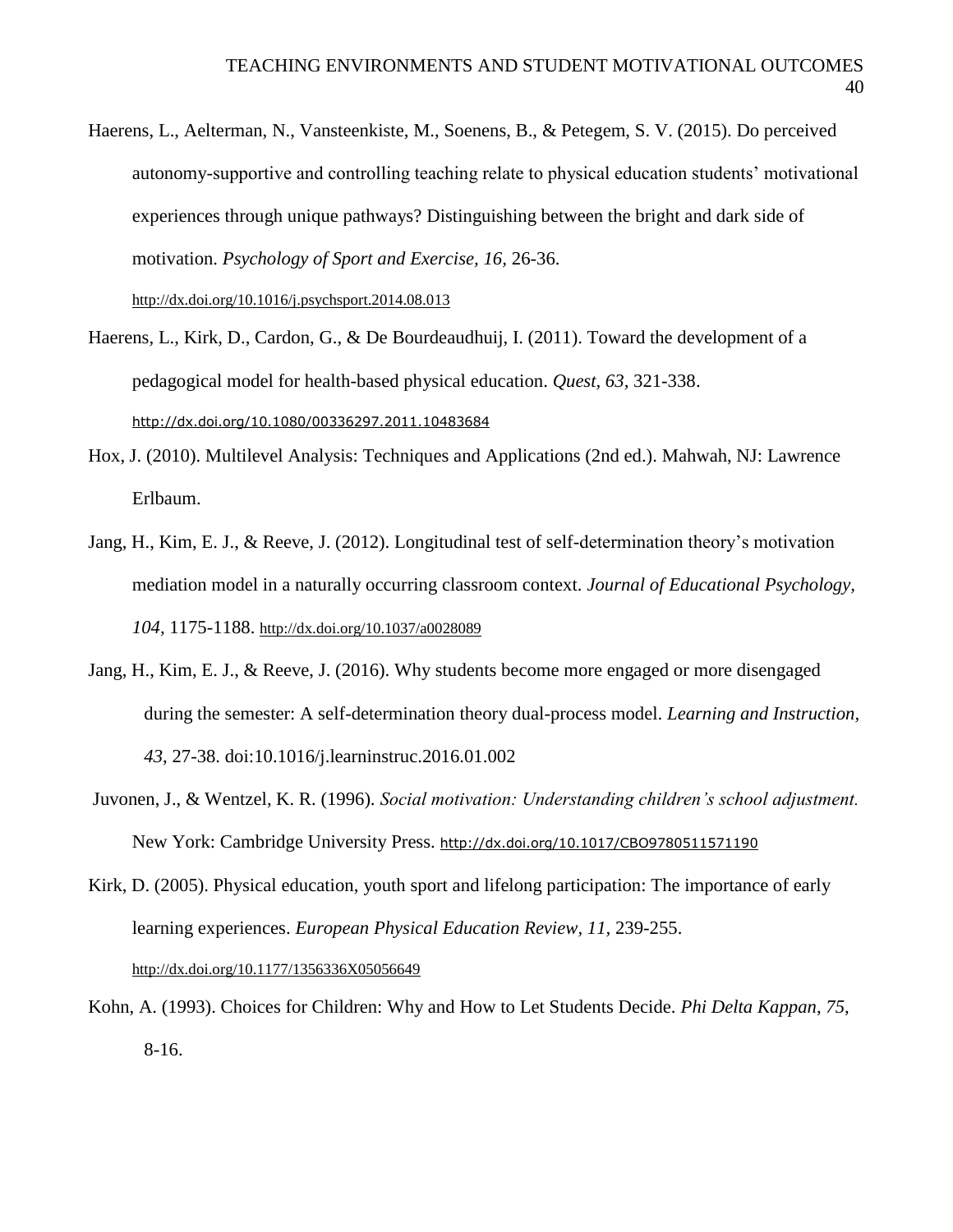Haerens, L., Aelterman, N., Vansteenkiste, M., Soenens, B., & Petegem, S. V. (2015). Do perceived autonomy-supportive and controlling teaching relate to physical education students' motivational experiences through unique pathways? Distinguishing between the bright and dark side of motivation. *Psychology of Sport and Exercise, 16,* 26-36. http://dx.doi.org/10.1016/j.psychsport.2014.08.013

Haerens, L., Kirk, D., Cardon, G., & De Bourdeaudhuij, I. (2011). Toward the development of a pedagogical model for health-based physical education. *Quest, 63,* 321-338. http://dx.doi.org/10.1080/00336297.2011.10483684

Hox, J. (2010). Multilevel Analysis: Techniques and Applications (2nd ed.). Mahwah, NJ: Lawrence Erlbaum.

Jang, H., Kim, E. J., & Reeve, J. (2012). Longitudinal test of self-determination theory's motivation mediation model in a naturally occurring classroom context. *Journal of Educational Psychology, 104,* 1175-1188. http://dx.doi.org/10.1037/a0028089

Jang, H., Kim, E. J., & Reeve, J. (2016). Why students become more engaged or more disengaged during the semester: A self-determination theory dual-process model. *Learning and Instruction, 43*, 27-38. doi:10.1016/j.learninstruc.2016.01.002

Juvonen, J., & Wentzel, K. R. (1996). *Social motivation: Understanding children's school adjustment.* New York: Cambridge University Press. http://dx.doi.org/10.1017/CBO9780511571190

Kirk, D. (2005). Physical education, youth sport and lifelong participation: The importance of early learning experiences. *European Physical Education Review, 11,* 239-255. http://dx.doi.org/10.1177/1356336X05056649

Kohn, A. (1993). Choices for Children: Why and How to Let Students Decide. *Phi Delta Kappan, 75,* 8-16.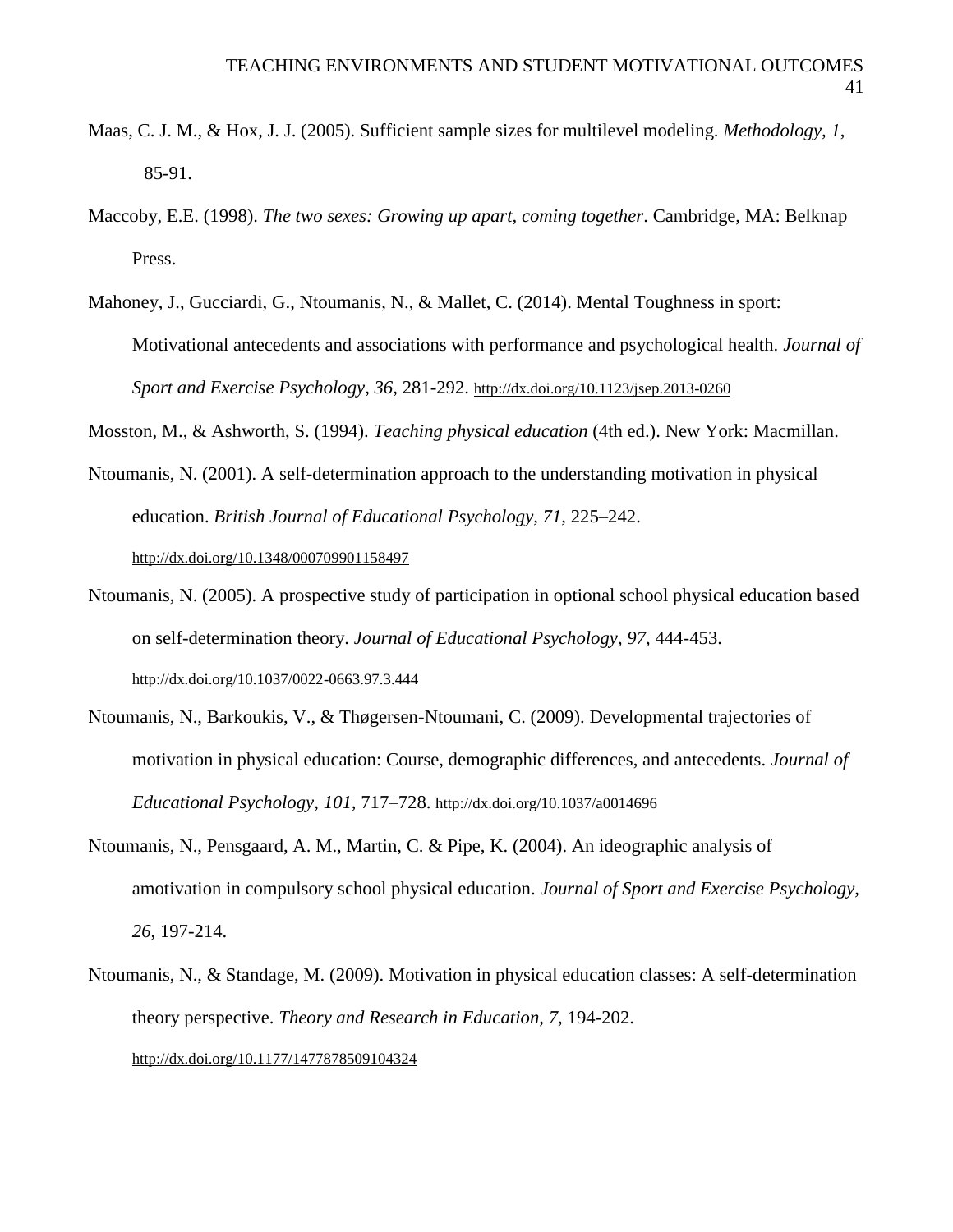Maas, C. J. M., & Hox, J. J. (2005). Sufficient sample sizes for multilevel modeling. *Methodology, 1*, 85-91.

Maccoby, E.E. (1998). *The two sexes: Growing up apart, coming together*. Cambridge, MA: Belknap Press.

Mahoney, J., Gucciardi, G., Ntoumanis, N., & Mallet, C. (2014). Mental Toughness in sport: Motivational antecedents and associations with performance and psychological health. *Journal of Sport and Exercise Psychology, 36,* 281-292. http://dx.doi.org/10.1123/jsep.2013-0260

Mosston, M., & Ashworth, S. (1994). *Teaching physical education* (4th ed.). New York: Macmillan.

Ntoumanis, N. (2001). A self-determination approach to the understanding motivation in physical education. *British Journal of Educational Psychology, 71,* 225–242. http://dx.doi.org/10.1348/000709901158497

Ntoumanis, N. (2005). A prospective study of participation in optional school physical education based on self-determination theory. *Journal of Educational Psychology*, *97,* 444-453. http://dx.doi.org/10.1037/0022-0663.97.3.444

Ntoumanis, N., Barkoukis, V., & Thøgersen-Ntoumani, C. (2009). Developmental trajectories of motivation in physical education: Course, demographic differences, and antecedents. *Journal of Educational Psychology, 101,* 717–728. http://dx.doi.org/10.1037/a0014696

Ntoumanis, N., Pensgaard, A. M., Martin, C. & Pipe, K. (2004). An ideographic analysis of amotivation in compulsory school physical education. *Journal of Sport and Exercise Psychology, 26*, 197-214.

Ntoumanis, N., & Standage, M. (2009). Motivation in physical education classes: A self-determination theory perspective. *Theory and Research in Education, 7,* 194-202. http://dx.doi.org/10.1177/1477878509104324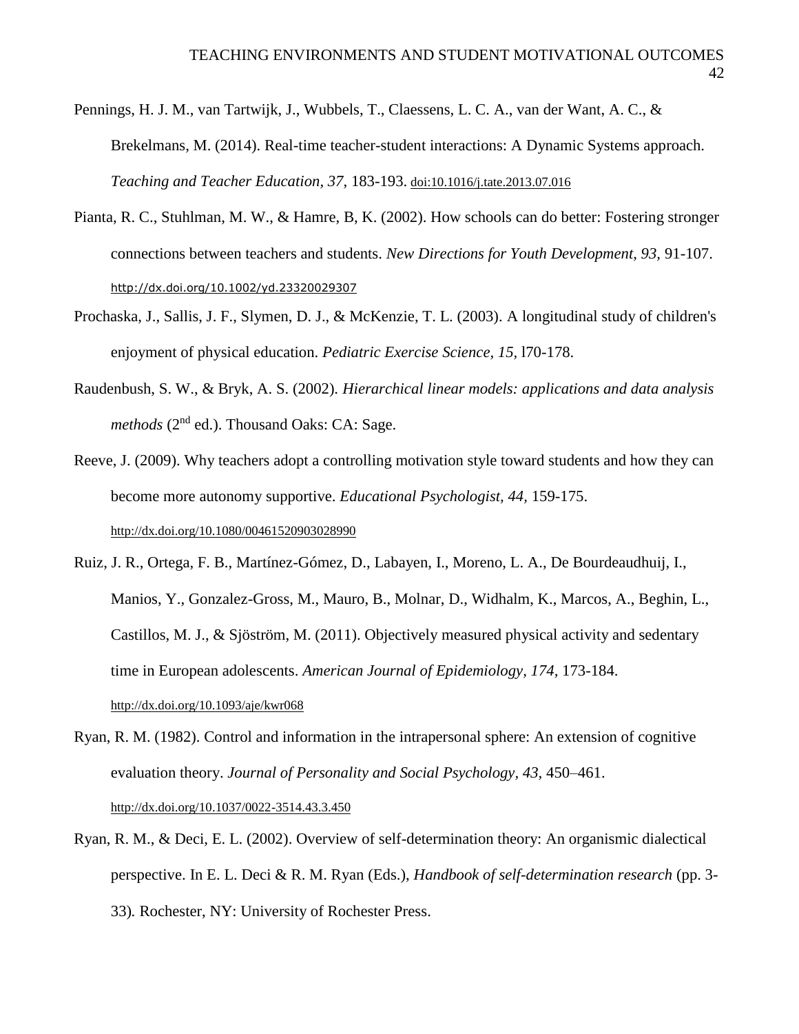Pennings, H. J. M., van Tartwijk, J., Wubbels, T., Claessens, L. C. A., van der Want, A. C., & Brekelmans, M. (2014). Real-time teacher-student interactions: A Dynamic Systems approach. *Teaching and Teacher Education, 37*, 183-193. doi:10.1016/j.tate.2013.07.016

Pianta, R. C., Stuhlman, M. W., & Hamre, B, K. (2002). How schools can do better: Fostering stronger connections between teachers and students. *New Directions for Youth Development, 93,* 91-107. http://dx.doi.org/10.1002/yd.23320029307

Prochaska, J., Sallis, J. F., Slymen, D. J., & McKenzie, T. L. (2003). A longitudinal study of children's enjoyment of physical education. *Pediatric Exercise Science, 15,* l70-178.

Raudenbush, S. W., & Bryk, A. S. (2002). *Hierarchical linear models: applications and data analysis methods* (2nd ed.). Thousand Oaks: CA: Sage.

Reeve, J. (2009). Why teachers adopt a controlling motivation style toward students and how they can become more autonomy supportive. *Educational Psychologist, 44,* 159-175. http://dx.doi.org/10.1080/00461520903028990

Ruiz, J. R., Ortega, F. B., Martínez-Gómez, D., Labayen, I., Moreno, L. A., De Bourdeaudhuij, I., Manios, Y., Gonzalez-Gross, M., Mauro, B., Molnar, D., Widhalm, K., Marcos, A., Beghin, L., Castillos, M. J., & Sjöström, M. (2011). Objectively measured physical activity and sedentary time in European adolescents. *American Journal of Epidemiology, 174,* 173-184. http://dx.doi.org/10.1093/aje/kwr068

Ryan, R. M. (1982). Control and information in the intrapersonal sphere: An extension of cognitive evaluation theory. *Journal of Personality and Social Psychology, 43,* 450–461. http://dx.doi.org/10.1037/0022-3514.43.3.450

Ryan, R. M., & Deci, E. L. (2002). Overview of self-determination theory: An organismic dialectical perspective. In E. L. Deci & R. M. Ryan (Eds.), *Handbook of self-determination research* (pp. 3-33)*.* Rochester, NY: University of Rochester Press.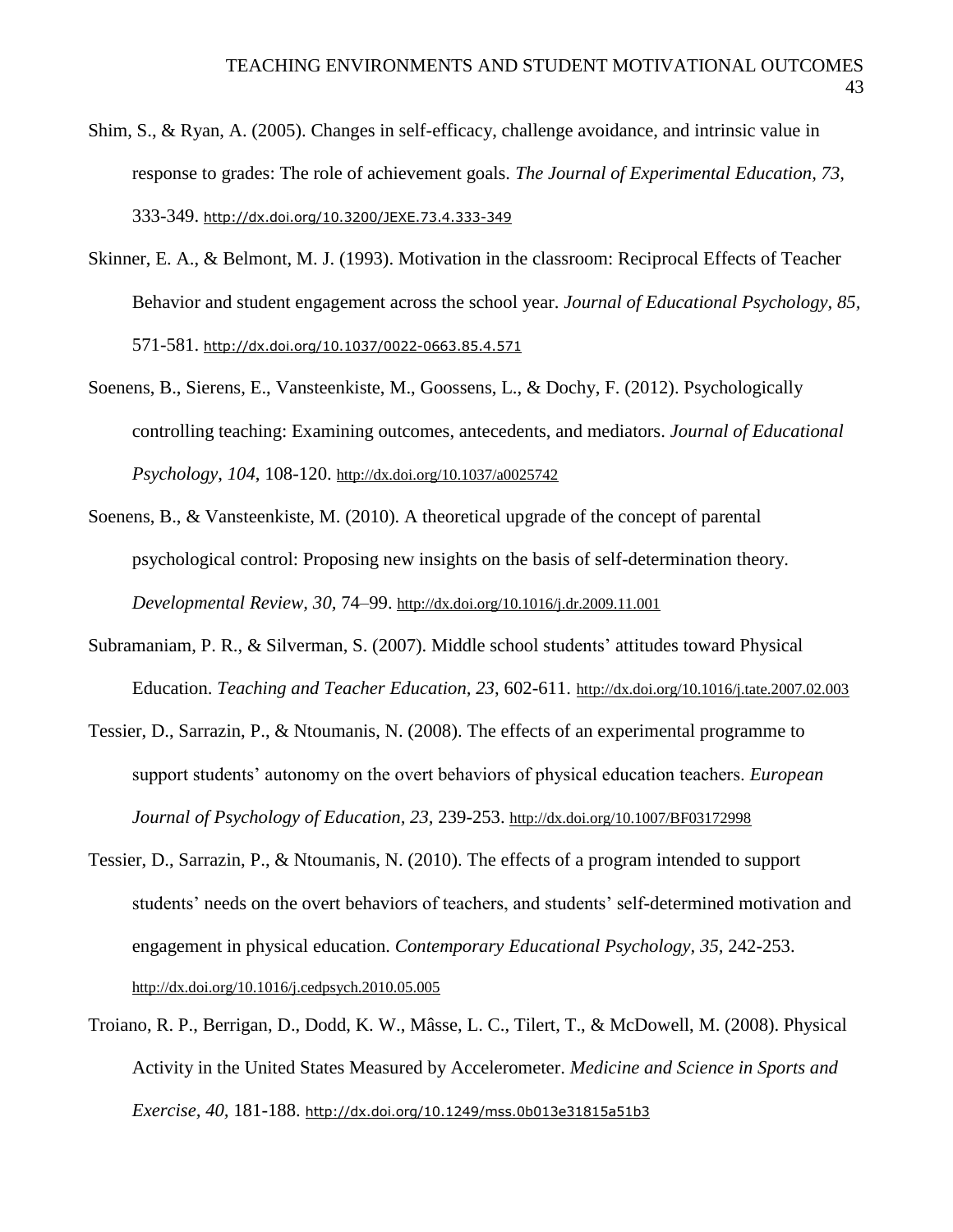Shim, S., & Ryan, A. (2005). Changes in self-efficacy, challenge avoidance, and intrinsic value in response to grades: The role of achievement goals. *The Journal of Experimental Education, 73,* 333-349. http://dx.doi.org/10.3200/JEXE.73.4.333-349

Skinner, E. A., & Belmont, M. J. (1993). Motivation in the classroom: Reciprocal Effects of Teacher Behavior and student engagement across the school year. *Journal of Educational Psychology, 85,* 571-581. http://dx.doi.org/10.1037/0022-0663.85.4.571

Soenens, B., Sierens, E., Vansteenkiste, M., Goossens, L., & Dochy, F. (2012). Psychologically controlling teaching: Examining outcomes, antecedents, and mediators. *Journal of Educational Psychology*, *104*, 108-120. http://dx.doi.org/10.1037/a0025742

Soenens, B., & Vansteenkiste, M. (2010). A theoretical upgrade of the concept of parental psychological control: Proposing new insights on the basis of self-determination theory. *Developmental Review, 30,* 74–99. http://dx.doi.org/10.1016/j.dr.2009.11.001

Subramaniam, P. R., & Silverman, S. (2007). Middle school students' attitudes toward Physical Education. *Teaching and Teacher Education, 23,* 602-611. http://dx.doi.org/10.1016/j.tate.2007.02.003

Tessier, D., Sarrazin, P., & Ntoumanis, N. (2008). The effects of an experimental programme to support students' autonomy on the overt behaviors of physical education teachers. *European Journal of Psychology of Education, 23,* 239-253. http://dx.doi.org/10.1007/BF03172998

Tessier, D., Sarrazin, P., & Ntoumanis, N. (2010). The effects of a program intended to support students' needs on the overt behaviors of teachers, and students' self-determined motivation and engagement in physical education. *Contemporary Educational Psychology, 35,* 242-253. http://dx.doi.org/10.1016/j.cedpsych.2010.05.005

Troiano, R. P., Berrigan, D., Dodd, K. W., Mâsse, L. C., Tilert, T., & McDowell, M. (2008). Physical Activity in the United States Measured by Accelerometer. *Medicine and Science in Sports and Exercise, 40,* 181-188. http://dx.doi.org/10.1249/mss.0b013e31815a51b3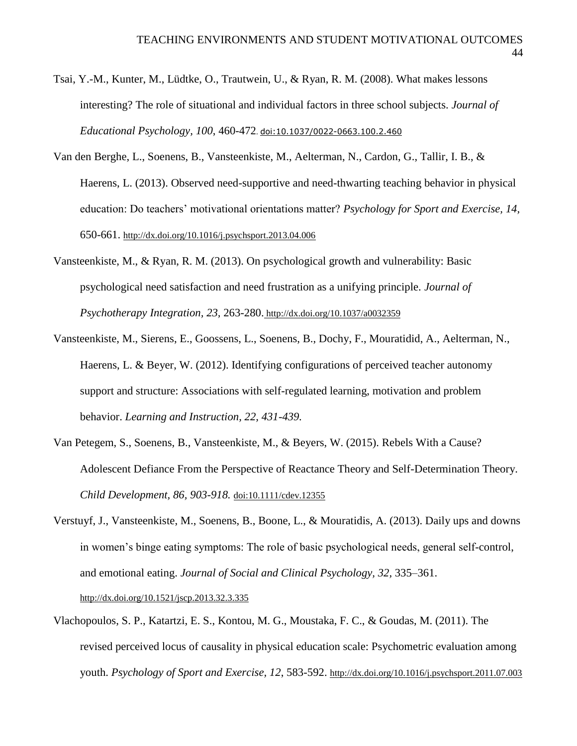Tsai, Y.-M., Kunter, M., Lüdtke, O., Trautwein, U., & Ryan, R. M. (2008). What makes lessons interesting? The role of situational and individual factors in three school subjects. *Journal of Educational Psychology, 100*, 460-472. doi:10.1037/0022-0663.100.2.460

Van den Berghe, L., Soenens, B., Vansteenkiste, M., Aelterman, N., Cardon, G., Tallir, I. B., & Haerens, L. (2013). Observed need-supportive and need-thwarting teaching behavior in physical education: Do teachers' motivational orientations matter? *Psychology for Sport and Exercise, 14*, 650-661. http://dx.doi.org/10.1016/j.psychsport.2013.04.006

Vansteenkiste, M., & Ryan, R. M. (2013). On psychological growth and vulnerability: Basic psychological need satisfaction and need frustration as a unifying principle. *Journal of Psychotherapy Integration, 23,* 263-280. http://dx.doi.org/10.1037/a0032359

Vansteenkiste, M., Sierens, E., Goossens, L., Soenens, B., Dochy, F., Mouratidid, A., Aelterman, N., Haerens, L. & Beyer, W. (2012). Identifying configurations of perceived teacher autonomy support and structure: Associations with self-regulated learning, motivation and problem behavior. *Learning and Instruction, 22, 431-439.*

Van Petegem, S., Soenens, B., Vansteenkiste, M., & Beyers, W. (2015). Rebels With a Cause? Adolescent Defiance From the Perspective of Reactance Theory and Self-Determination Theory. *Child Development, 86, 903-918.* doi:10.1111/cdev.12355

Verstuyf, J., Vansteenkiste, M., Soenens, B., Boone, L., & Mouratidis, A. (2013). Daily ups and downs in women's binge eating symptoms: The role of basic psychological needs, general self-control, and emotional eating. *Journal of Social and Clinical Psychology, 32*, 335–361. http://dx.doi.org/10.1521/jscp.2013.32.3.335

Vlachopoulos, S. P., Katartzi, E. S., Kontou, M. G., Moustaka, F. C., & Goudas, M. (2011). The revised perceived locus of causality in physical education scale: Psychometric evaluation among youth. *Psychology of Sport and Exercise, 12*, 583-592. http://dx.doi.org/10.1016/j.psychsport.2011.07.003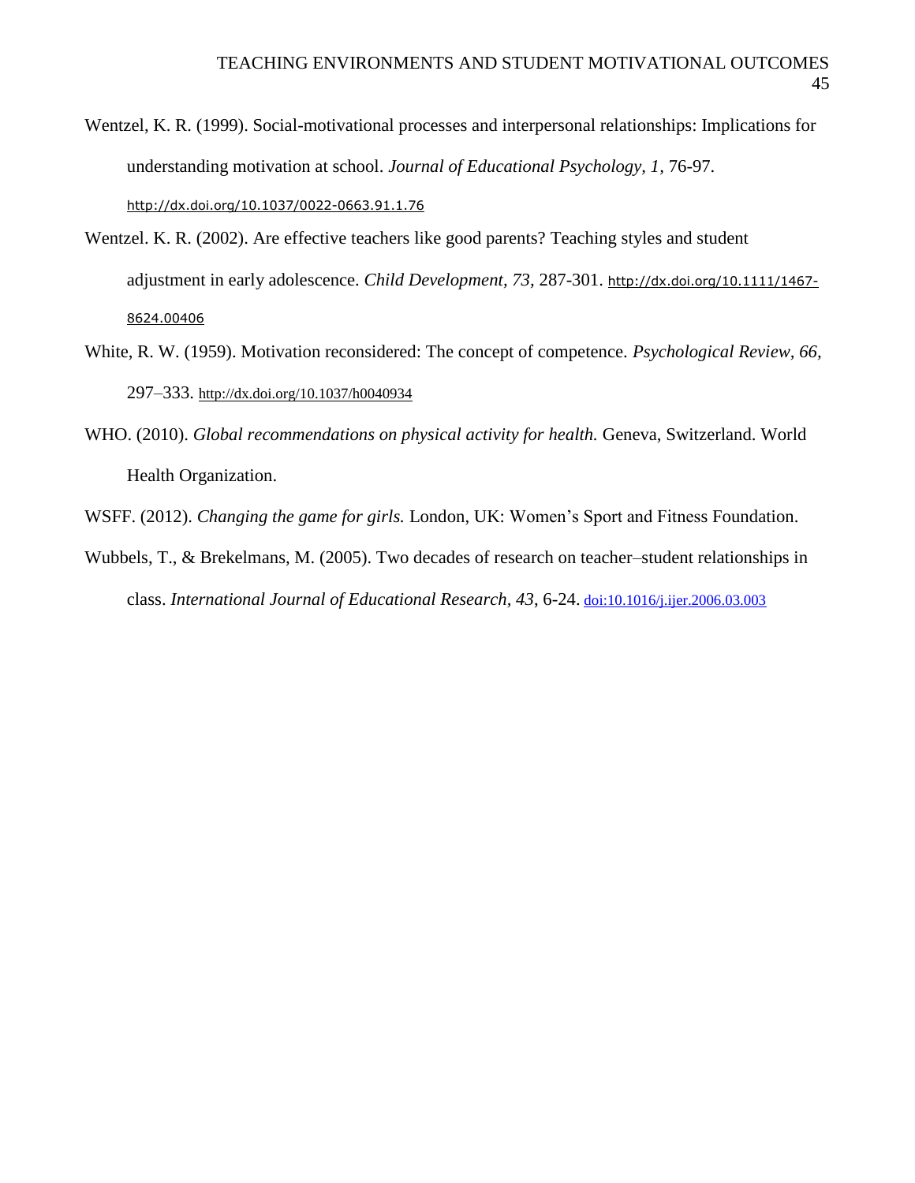Wentzel, K. R. (1999). Social-motivational processes and interpersonal relationships: Implications for understanding motivation at school. *Journal of Educational Psychology, 1*, 76-97. http://dx.doi.org/10.1037/0022-0663.91.1.76

Wentzel. K. R. (2002). Are effective teachers like good parents? Teaching styles and student adjustment in early adolescence. *Child Development, 73*, 287-301. http://dx.doi.org/10.1111/1467-8624.00406

White, R. W. (1959). Motivation reconsidered: The concept of competence. *Psychological Review, 66*, 297–333. http://dx.doi.org/10.1037/h0040934

WHO. (2010). *Global recommendations on physical activity for health.* Geneva, Switzerland. World Health Organization.

WSFF. (2012). *Changing the game for girls.* London, UK: Women's Sport and Fitness Foundation.

Wubbels, T., & Brekelmans, M. (2005). Two decades of research on teacher–student relationships in class. *International Journal of Educational Research, 43*, 6-24. doi:10.1016/j.ijer.2006.03.003